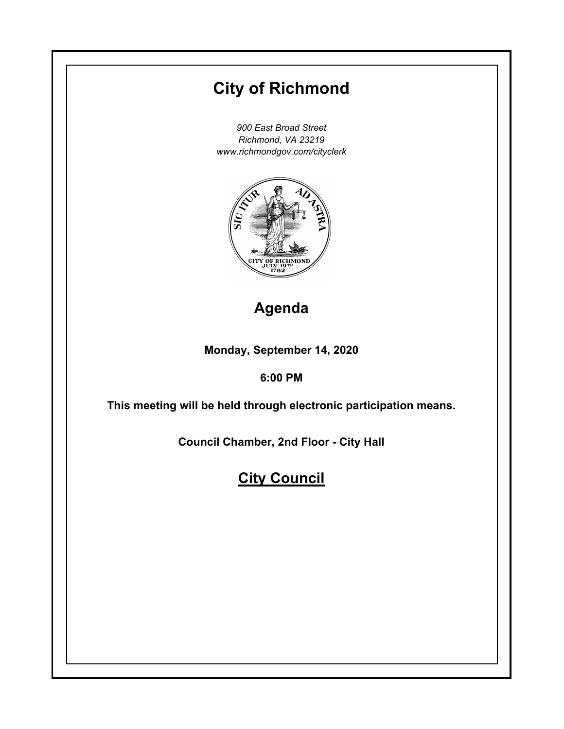# City of Richmond

*900 East Broad Street*
*Richmond, VA 23219*
*www.richmondgov.com/cityclerk*

## Agenda

**Monday, September 14, 2020**

**6:00 PM**

**This meeting will be held through electronic participation means.**

**Council Chamber, 2nd Floor - City Hall**

## City Council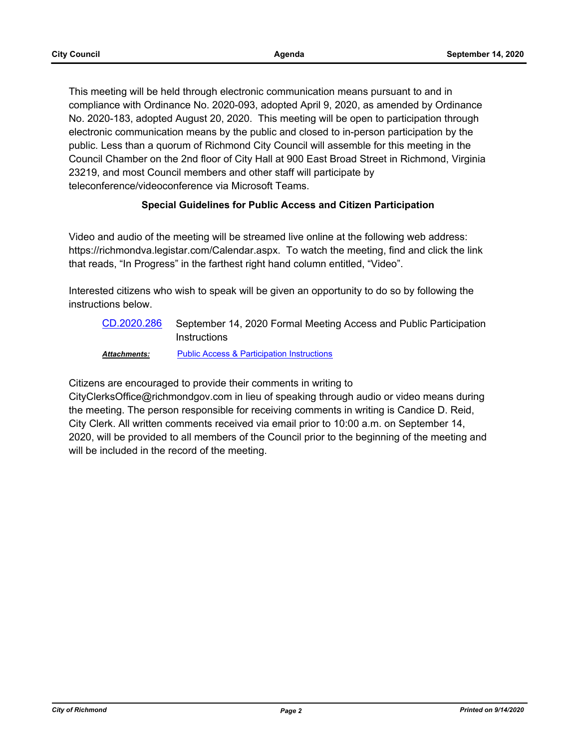This meeting will be held through electronic communication means pursuant to and in compliance with Ordinance No. 2020-093, adopted April 9, 2020, as amended by Ordinance No. 2020-183, adopted August 20, 2020. This meeting will be open to participation through electronic communication means by the public and closed to in-person participation by the public. Less than a quorum of Richmond City Council will assemble for this meeting in the Council Chamber on the 2nd floor of City Hall at 900 East Broad Street in Richmond, Virginia 23219, and most Council members and other staff will participate by teleconference/videoconference via Microsoft Teams.

**Special Guidelines for Public Access and Citizen Participation**

Video and audio of the meeting will be streamed live online at the following web address: https://richmondva.legistar.com/Calendar.aspx. To watch the meeting, find and click the link that reads, “In Progress” in the farthest right hand column entitled, “Video”.

Interested citizens who wish to speak will be given an opportunity to do so by following the instructions below.

CD.2020.286 September 14, 2020 Formal Meeting Access and Public Participation Instructions

***Attachments:*** Public Access & Participation Instructions

Citizens are encouraged to provide their comments in writing to CityClerksOffice@richmondgov.com in lieu of speaking through audio or video means during the meeting. The person responsible for receiving comments in writing is Candice D. Reid, City Clerk. All written comments received via email prior to 10:00 a.m. on September 14, 2020, will be provided to all members of the Council prior to the beginning of the meeting and will be included in the record of the meeting.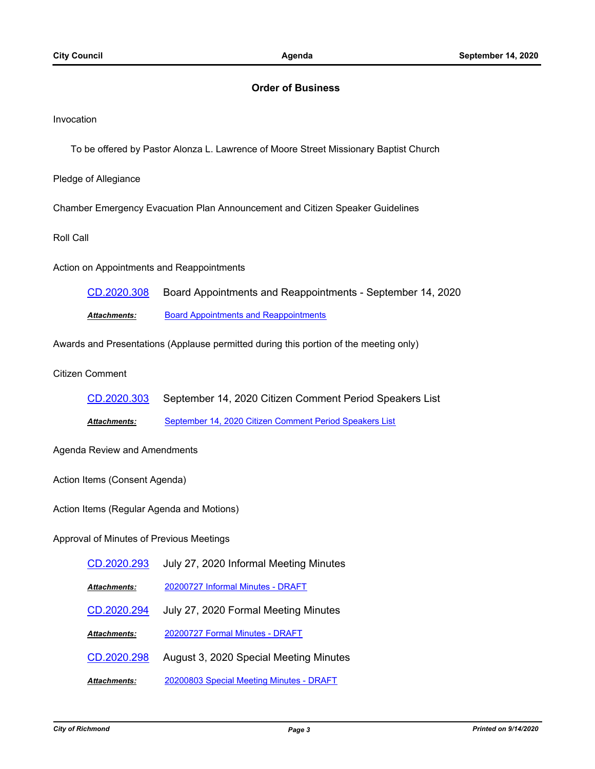## Order of Business

Invocation

To be offered by Pastor Alonza L. Lawrence of Moore Street Missionary Baptist Church

Pledge of Allegiance

Chamber Emergency Evacuation Plan Announcement and Citizen Speaker Guidelines

Roll Call

Action on Appointments and Reappointments

CD.2020.308 Board Appointments and Reappointments - September 14, 2020

***Attachments:*** Board Appointments and Reappointments

Awards and Presentations (Applause permitted during this portion of the meeting only)

Citizen Comment

CD.2020.303 September 14, 2020 Citizen Comment Period Speakers List

***Attachments:*** September 14, 2020 Citizen Comment Period Speakers List

Agenda Review and Amendments

Action Items (Consent Agenda)

Action Items (Regular Agenda and Motions)

Approval of Minutes of Previous Meetings

CD.2020.293 July 27, 2020 Informal Meeting Minutes

***Attachments:*** 20200727 Informal Minutes - DRAFT

CD.2020.294 July 27, 2020 Formal Meeting Minutes

***Attachments:*** 20200727 Formal Minutes - DRAFT

CD.2020.298 August 3, 2020 Special Meeting Minutes

***Attachments:*** 20200803 Special Meeting Minutes - DRAFT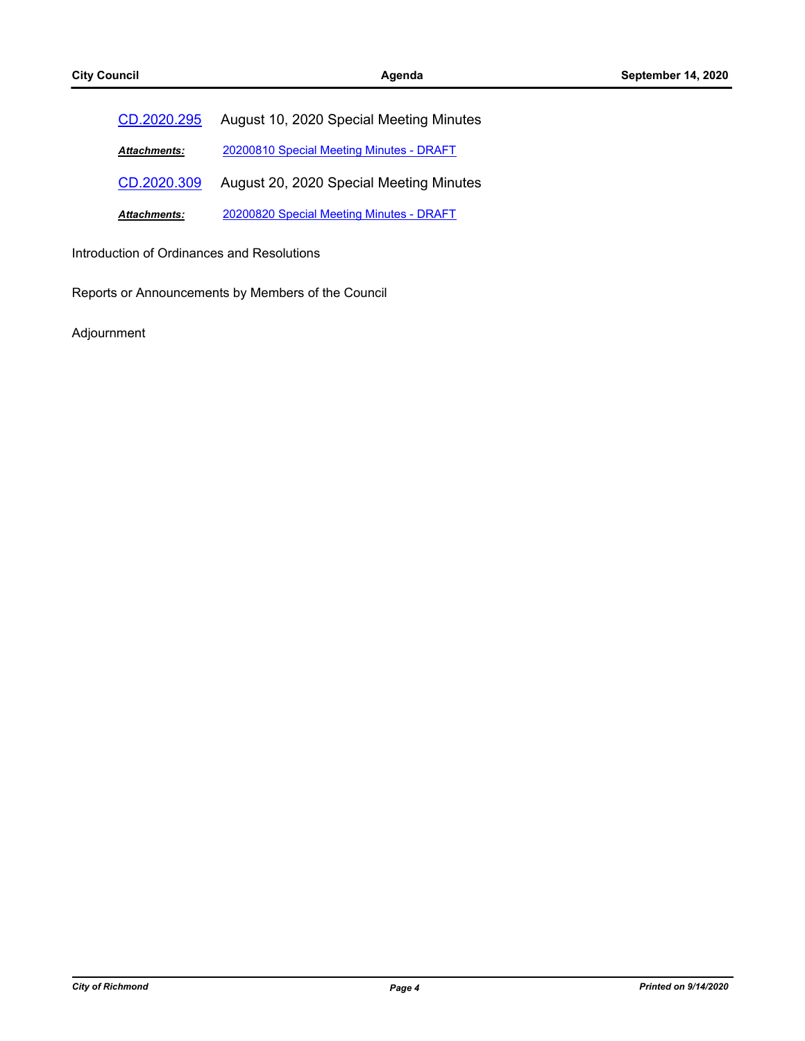CD.2020.295 August 10, 2020 Special Meeting Minutes

***Attachments:*** 20200810 Special Meeting Minutes - DRAFT

CD.2020.309 August 20, 2020 Special Meeting Minutes

***Attachments:*** 20200820 Special Meeting Minutes - DRAFT

Introduction of Ordinances and Resolutions

Reports or Announcements by Members of the Council

Adjournment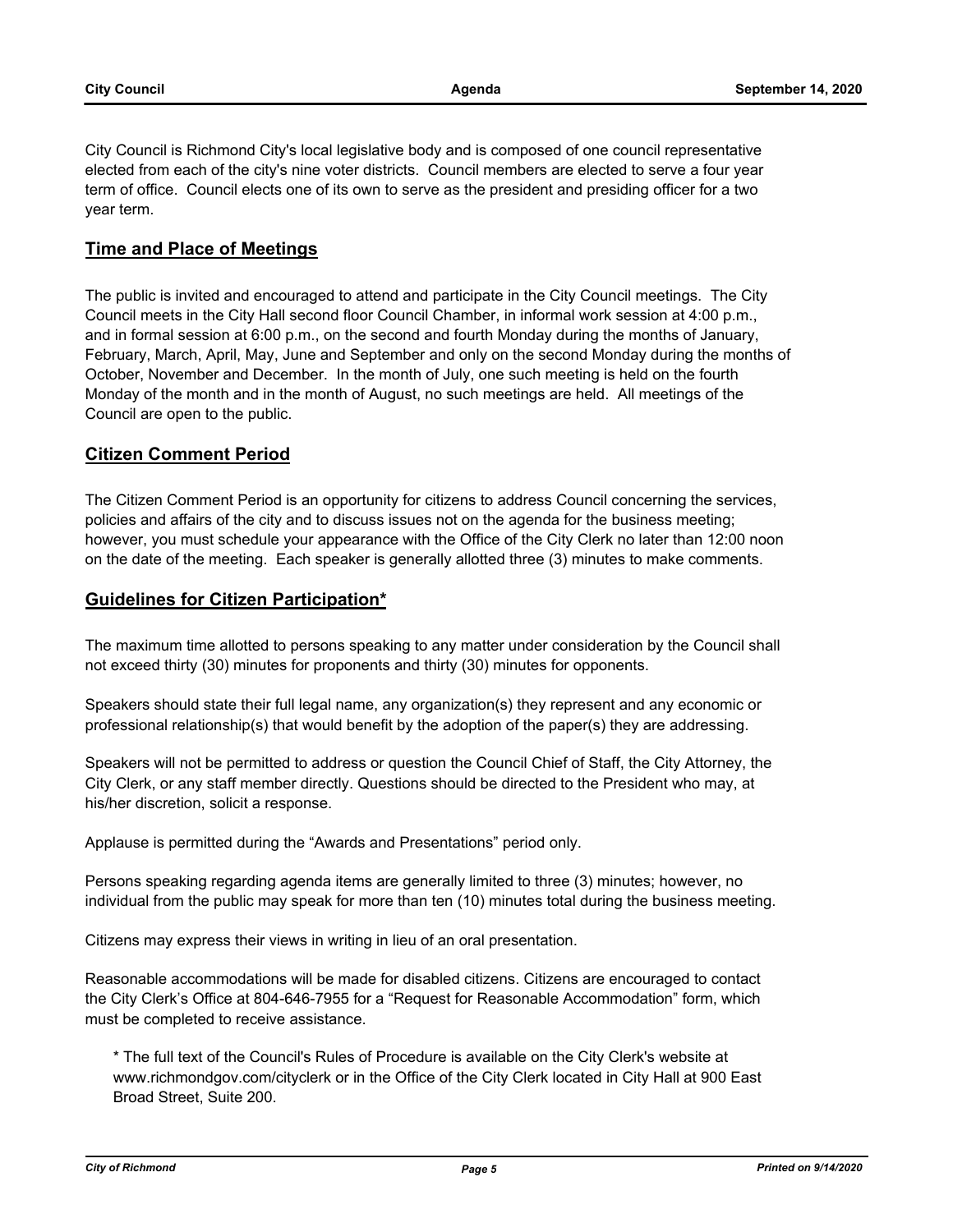City Council is Richmond City's local legislative body and is composed of one council representative elected from each of the city's nine voter districts. Council members are elected to serve a four year term of office. Council elects one of its own to serve as the president and presiding officer for a two year term.

## Time and Place of Meetings

The public is invited and encouraged to attend and participate in the City Council meetings. The City Council meets in the City Hall second floor Council Chamber, in informal work session at 4:00 p.m., and in formal session at 6:00 p.m., on the second and fourth Monday during the months of January, February, March, April, May, June and September and only on the second Monday during the months of October, November and December. In the month of July, one such meeting is held on the fourth Monday of the month and in the month of August, no such meetings are held. All meetings of the Council are open to the public.

## Citizen Comment Period

The Citizen Comment Period is an opportunity for citizens to address Council concerning the services, policies and affairs of the city and to discuss issues not on the agenda for the business meeting; however, you must schedule your appearance with the Office of the City Clerk no later than 12:00 noon on the date of the meeting. Each speaker is generally allotted three (3) minutes to make comments.

## Guidelines for Citizen Participation*

The maximum time allotted to persons speaking to any matter under consideration by the Council shall not exceed thirty (30) minutes for proponents and thirty (30) minutes for opponents.

Speakers should state their full legal name, any organization(s) they represent and any economic or professional relationship(s) that would benefit by the adoption of the paper(s) they are addressing.

Speakers will not be permitted to address or question the Council Chief of Staff, the City Attorney, the City Clerk, or any staff member directly. Questions should be directed to the President who may, at his/her discretion, solicit a response.

Applause is permitted during the "Awards and Presentations" period only.

Persons speaking regarding agenda items are generally limited to three (3) minutes; however, no individual from the public may speak for more than ten (10) minutes total during the business meeting.

Citizens may express their views in writing in lieu of an oral presentation.

Reasonable accommodations will be made for disabled citizens. Citizens are encouraged to contact the City Clerk's Office at 804-646-7955 for a "Request for Reasonable Accommodation" form, which must be completed to receive assistance.

\* The full text of the Council's Rules of Procedure is available on the City Clerk's website at www.richmondgov.com/cityclerk or in the Office of the City Clerk located in City Hall at 900 East Broad Street, Suite 200.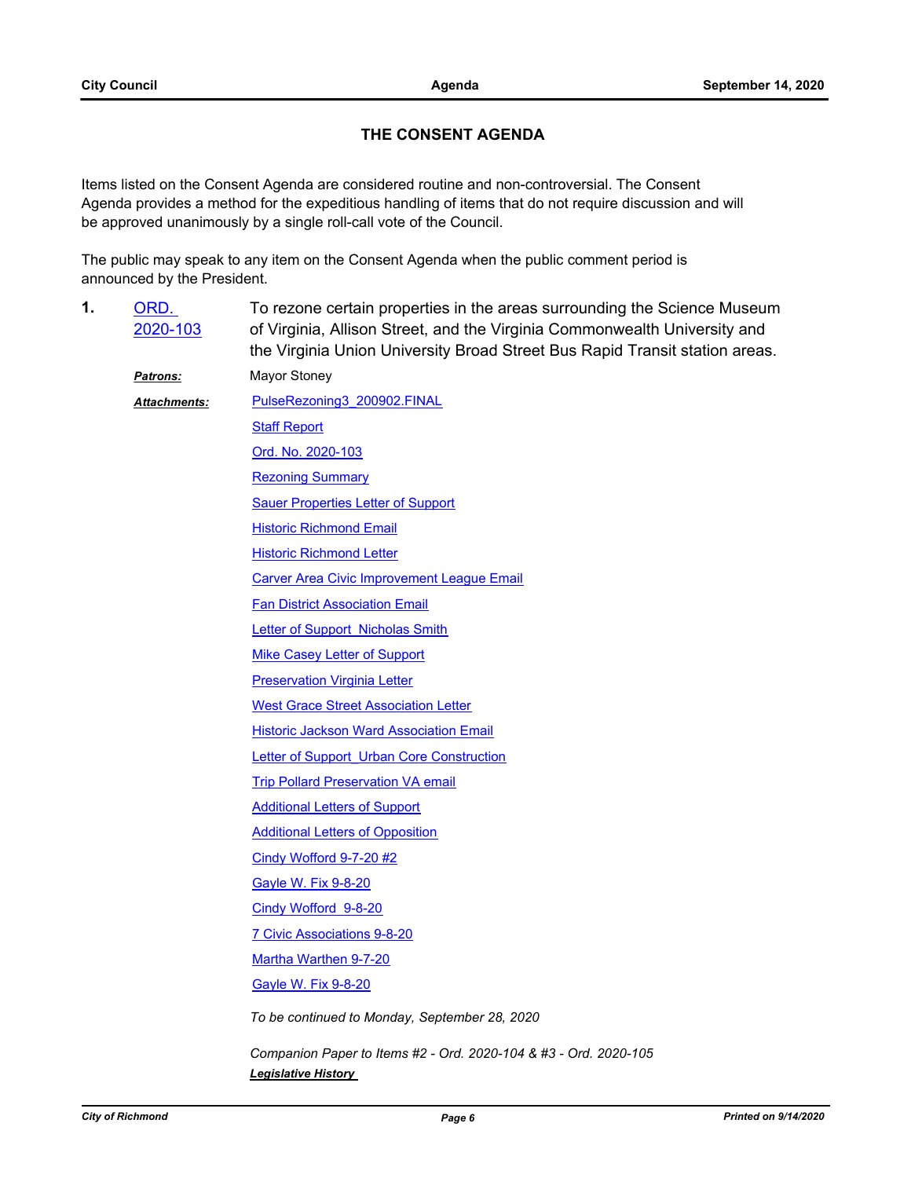## THE CONSENT AGENDA

Items listed on the Consent Agenda are considered routine and non-controversial. The Consent Agenda provides a method for the expeditious handling of items that do not require discussion and will be approved unanimously by a single roll-call vote of the Council.

The public may speak to any item on the Consent Agenda when the public comment period is announced by the President.

**1.** ORD. 2020-103 — To rezone certain properties in the areas surrounding the Science Museum of Virginia, Allison Street, and the Virginia Commonwealth University and the Virginia Union University Broad Street Bus Rapid Transit station areas.

***Patrons:*** Mayor Stoney

***Attachments:***
- PulseRezoning3_200902.FINAL
- Staff Report
- Ord. No. 2020-103
- Rezoning Summary
- Sauer Properties Letter of Support
- Historic Richmond Email
- Historic Richmond Letter
- Carver Area Civic Improvement League Email
- Fan District Association Email
- Letter of Support Nicholas Smith
- Mike Casey Letter of Support
- Preservation Virginia Letter
- West Grace Street Association Letter
- Historic Jackson Ward Association Email
- Letter of Support_Urban Core Construction
- Trip Pollard Preservation VA email
- Additional Letters of Support
- Additional Letters of Opposition
- Cindy Wofford 9-7-20 #2
- Gayle W. Fix 9-8-20
- Cindy Wofford 9-8-20
- 7 Civic Associations 9-8-20
- Martha Warthen 9-7-20
- Gayle W. Fix 9-8-20

*To be continued to Monday, September 28, 2020*

*Companion Paper to Items #2 - Ord. 2020-104 & #3 - Ord. 2020-105*

***Legislative History***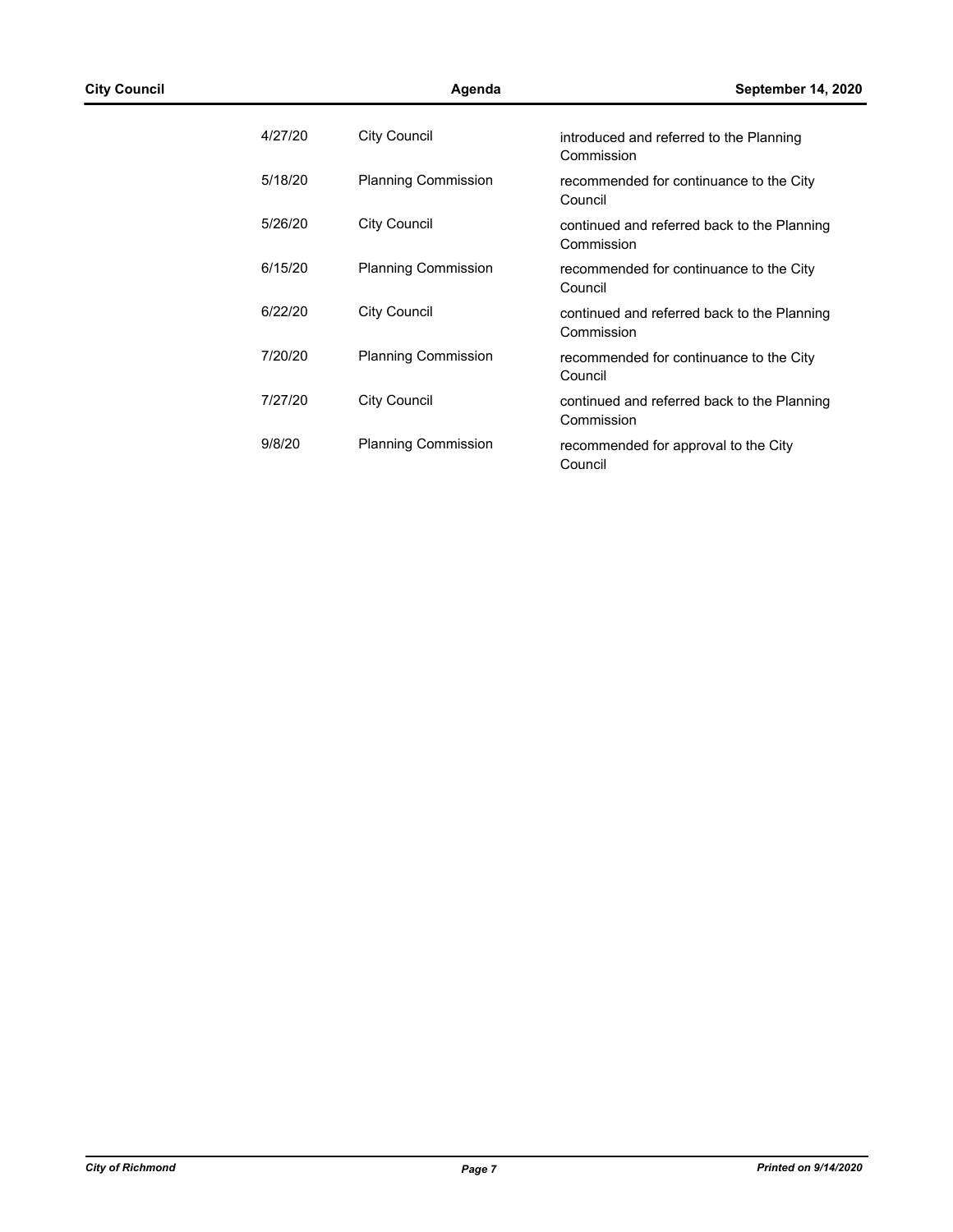| | | |
|---|---|---|
| 4/27/20 | City Council | introduced and referred to the Planning Commission |
| 5/18/20 | Planning Commission | recommended for continuance to the City Council |
| 5/26/20 | City Council | continued and referred back to the Planning Commission |
| 6/15/20 | Planning Commission | recommended for continuance to the City Council |
| 6/22/20 | City Council | continued and referred back to the Planning Commission |
| 7/20/20 | Planning Commission | recommended for continuance to the City Council |
| 7/27/20 | City Council | continued and referred back to the Planning Commission |
| 9/8/20 | Planning Commission | recommended for approval to the City Council |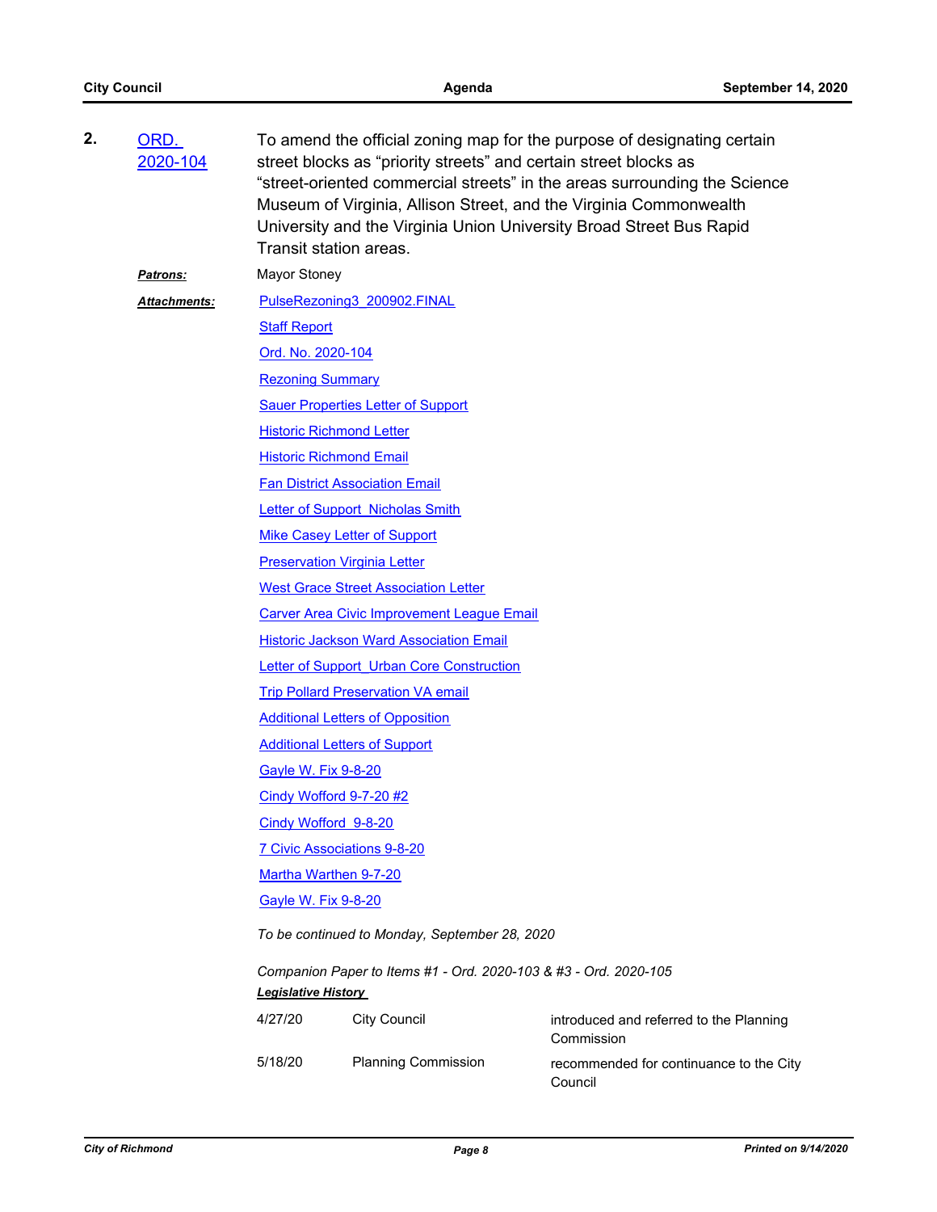**2.** ORD. 2020-104

To amend the official zoning map for the purpose of designating certain street blocks as "priority streets" and certain street blocks as "street-oriented commercial streets" in the areas surrounding the Science Museum of Virginia, Allison Street, and the Virginia Commonwealth University and the Virginia Union University Broad Street Bus Rapid Transit station areas.

***Patrons:*** Mayor Stoney

***Attachments:***

- PulseRezoning3_200902.FINAL
- Staff Report
- Ord. No. 2020-104
- Rezoning Summary
- Sauer Properties Letter of Support
- Historic Richmond Letter
- Historic Richmond Email
- Fan District Association Email
- Letter of Support_Nicholas Smith
- Mike Casey Letter of Support
- Preservation Virginia Letter
- West Grace Street Association Letter
- Carver Area Civic Improvement League Email
- Historic Jackson Ward Association Email
- Letter of Support_Urban Core Construction
- Trip Pollard Preservation VA email
- Additional Letters of Opposition
- Additional Letters of Support
- Gayle W. Fix 9-8-20
- Cindy Wofford 9-7-20 #2
- Cindy Wofford 9-8-20
- 7 Civic Associations 9-8-20
- Martha Warthen 9-7-20
- Gayle W. Fix 9-8-20

*To be continued to Monday, September 28, 2020*

*Companion Paper to Items #1 - Ord. 2020-103 & #3 - Ord. 2020-105*

***Legislative History***

| | | |
|---|---|---|
| 4/27/20 | City Council | introduced and referred to the Planning Commission |
| 5/18/20 | Planning Commission | recommended for continuance to the City Council |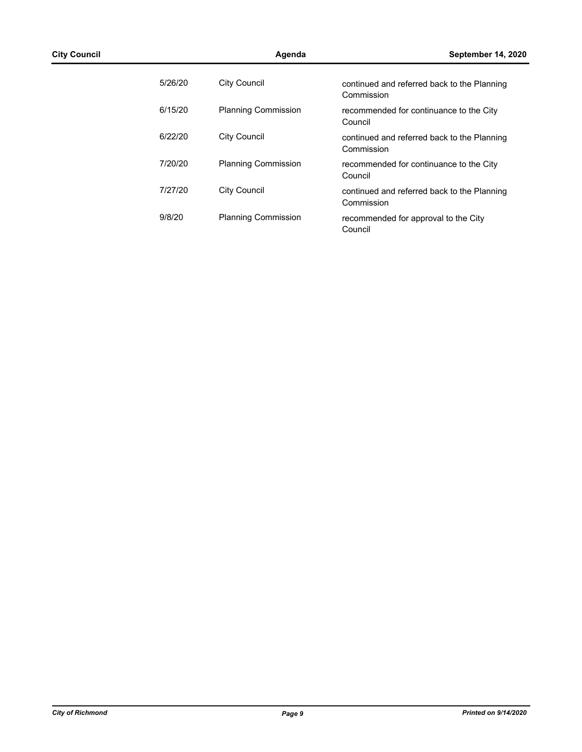| | | |
|---|---|---|
| 5/26/20 | City Council | continued and referred back to the Planning Commission |
| 6/15/20 | Planning Commission | recommended for continuance to the City Council |
| 6/22/20 | City Council | continued and referred back to the Planning Commission |
| 7/20/20 | Planning Commission | recommended for continuance to the City Council |
| 7/27/20 | City Council | continued and referred back to the Planning Commission |
| 9/8/20 | Planning Commission | recommended for approval to the City Council |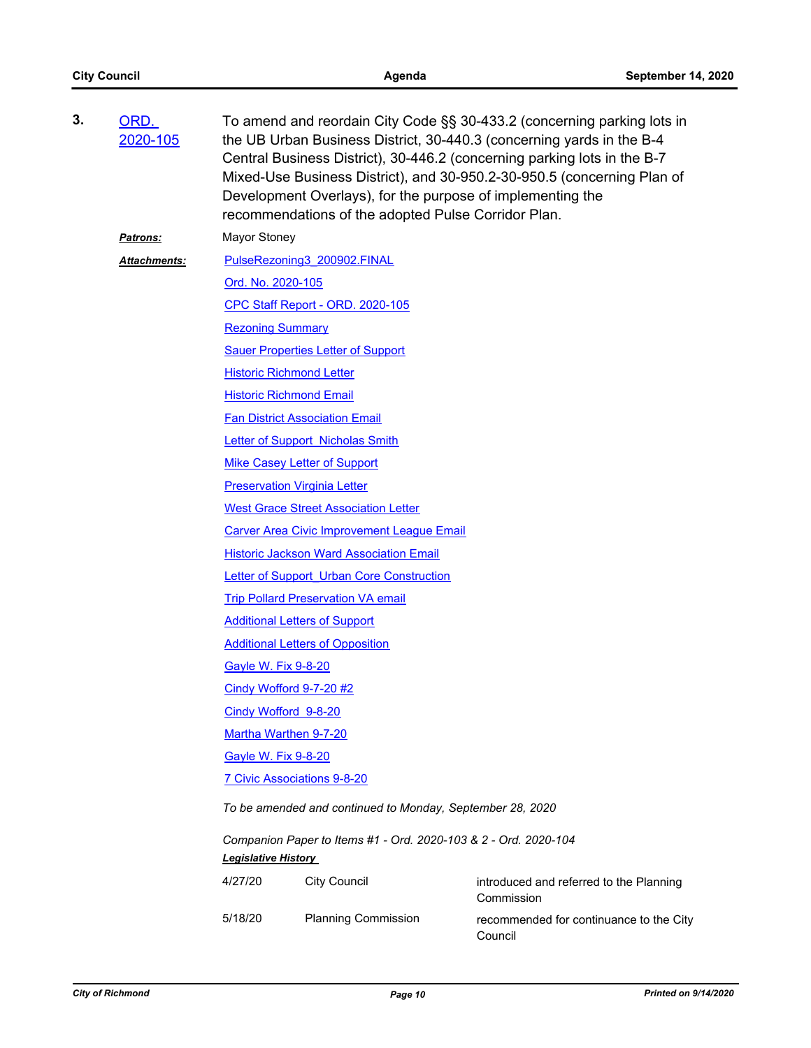**3.** ORD. 2020-105

To amend and reordain City Code §§ 30-433.2 (concerning parking lots in the UB Urban Business District, 30-440.3 (concerning yards in the B-4 Central Business District), 30-446.2 (concerning parking lots in the B-7 Mixed-Use Business District), and 30-950.2-30-950.5 (concerning Plan of Development Overlays), for the purpose of implementing the recommendations of the adopted Pulse Corridor Plan.

***Patrons:*** Mayor Stoney

***Attachments:***

- PulseRezoning3_200902.FINAL
- Ord. No. 2020-105
- CPC Staff Report - ORD. 2020-105
- Rezoning Summary
- Sauer Properties Letter of Support
- Historic Richmond Letter
- Historic Richmond Email
- Fan District Association Email
- Letter of Support_Nicholas Smith
- Mike Casey Letter of Support
- Preservation Virginia Letter
- West Grace Street Association Letter
- Carver Area Civic Improvement League Email
- Historic Jackson Ward Association Email
- Letter of Support_Urban Core Construction
- Trip Pollard Preservation VA email
- Additional Letters of Support
- Additional Letters of Opposition
- Gayle W. Fix 9-8-20
- Cindy Wofford 9-7-20 #2
- Cindy Wofford_9-8-20
- Martha Warthen 9-7-20
- Gayle W. Fix 9-8-20
- 7 Civic Associations 9-8-20

*To be amended and continued to Monday, September 28, 2020*

*Companion Paper to Items #1 - Ord. 2020-103 & 2 - Ord. 2020-104*

***Legislative History***

| | | |
|---|---|---|
| 4/27/20 | City Council | introduced and referred to the Planning Commission |
| 5/18/20 | Planning Commission | recommended for continuance to the City Council |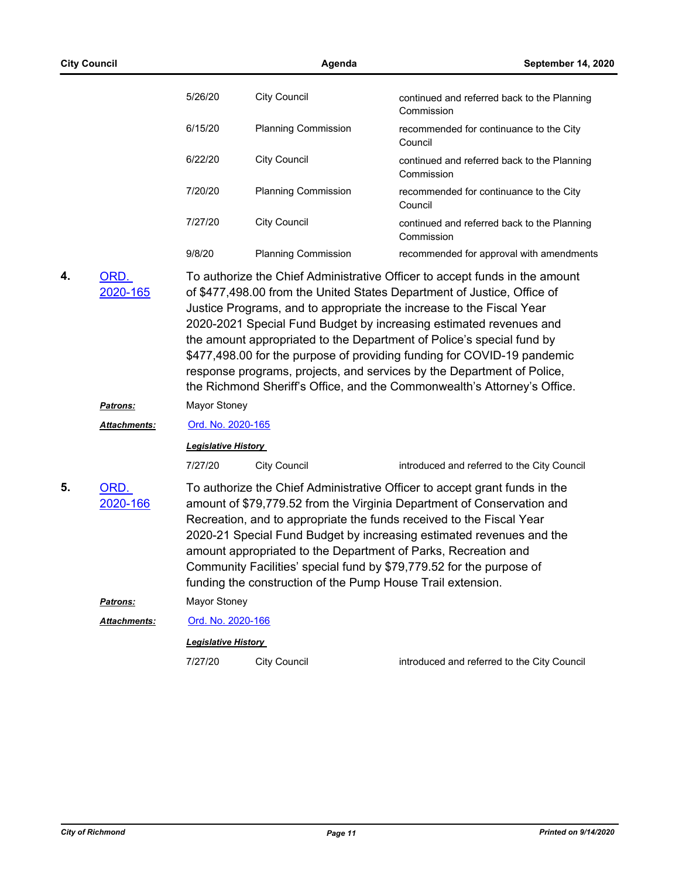| | | |
|---|---|---|
| 5/26/20 | City Council | continued and referred back to the Planning Commission |
| 6/15/20 | Planning Commission | recommended for continuance to the City Council |
| 6/22/20 | City Council | continued and referred back to the Planning Commission |
| 7/20/20 | Planning Commission | recommended for continuance to the City Council |
| 7/27/20 | City Council | continued and referred back to the Planning Commission |
| 9/8/20 | Planning Commission | recommended for approval with amendments |

**4. ORD. 2020-165**

To authorize the Chief Administrative Officer to accept funds in the amount of $477,498.00 from the United States Department of Justice, Office of Justice Programs, and to appropriate the increase to the Fiscal Year 2020-2021 Special Fund Budget by increasing estimated revenues and the amount appropriated to the Department of Police's special fund by $477,498.00 for the purpose of providing funding for COVID-19 pandemic response programs, projects, and services by the Department of Police, the Richmond Sheriff's Office, and the Commonwealth's Attorney's Office.

***Patrons:*** Mayor Stoney

***Attachments:*** Ord. No. 2020-165

***Legislative History***

| | | |
|---|---|---|
| 7/27/20 | City Council | introduced and referred to the City Council |

**5. ORD. 2020-166**

To authorize the Chief Administrative Officer to accept grant funds in the amount of $79,779.52 from the Virginia Department of Conservation and Recreation, and to appropriate the funds received to the Fiscal Year 2020-21 Special Fund Budget by increasing estimated revenues and the amount appropriated to the Department of Parks, Recreation and Community Facilities' special fund by $79,779.52 for the purpose of funding the construction of the Pump House Trail extension.

***Patrons:*** Mayor Stoney

***Attachments:*** Ord. No. 2020-166

***Legislative History***

| | | |
|---|---|---|
| 7/27/20 | City Council | introduced and referred to the City Council |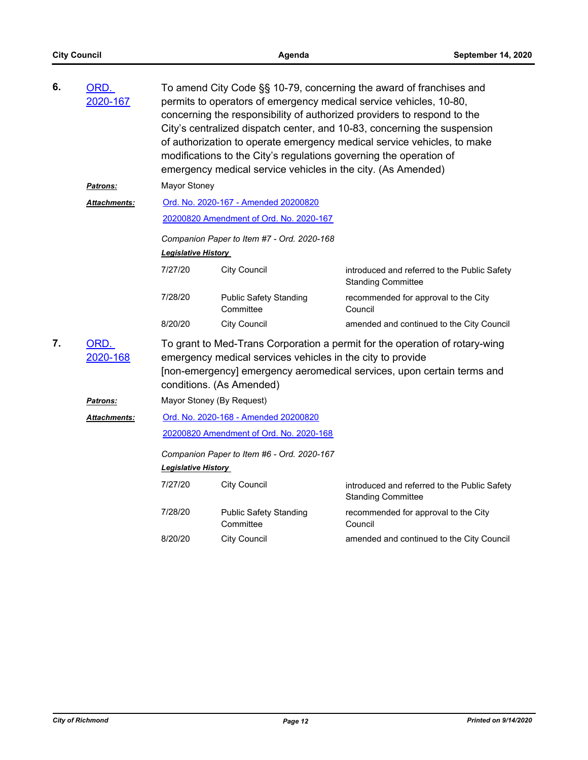**6.** ORD. 2020-167

To amend City Code §§ 10-79, concerning the award of franchises and permits to operators of emergency medical service vehicles, 10-80, concerning the responsibility of authorized providers to respond to the City's centralized dispatch center, and 10-83, concerning the suspension of authorization to operate emergency medical service vehicles, to make modifications to the City's regulations governing the operation of emergency medical service vehicles in the city. (As Amended)

***Patrons:*** Mayor Stoney

***Attachments:*** Ord. No. 2020-167 - Amended 20200820

20200820 Amendment of Ord. No. 2020-167

*Companion Paper to Item #7 - Ord. 2020-168*

***Legislative History***

| | | |
|---|---|---|
| 7/27/20 | City Council | introduced and referred to the Public Safety Standing Committee |
| 7/28/20 | Public Safety Standing Committee | recommended for approval to the City Council |
| 8/20/20 | City Council | amended and continued to the City Council |

**7.** ORD. 2020-168

To grant to Med-Trans Corporation a permit for the operation of rotary-wing emergency medical services vehicles in the city to provide [non-emergency] emergency aeromedical services, upon certain terms and conditions. (As Amended)

***Patrons:*** Mayor Stoney (By Request)

***Attachments:*** Ord. No. 2020-168 - Amended 20200820

20200820 Amendment of Ord. No. 2020-168

*Companion Paper to Item #6 - Ord. 2020-167*

***Legislative History***

| | | |
|---|---|---|
| 7/27/20 | City Council | introduced and referred to the Public Safety Standing Committee |
| 7/28/20 | Public Safety Standing Committee | recommended for approval to the City Council |
| 8/20/20 | City Council | amended and continued to the City Council |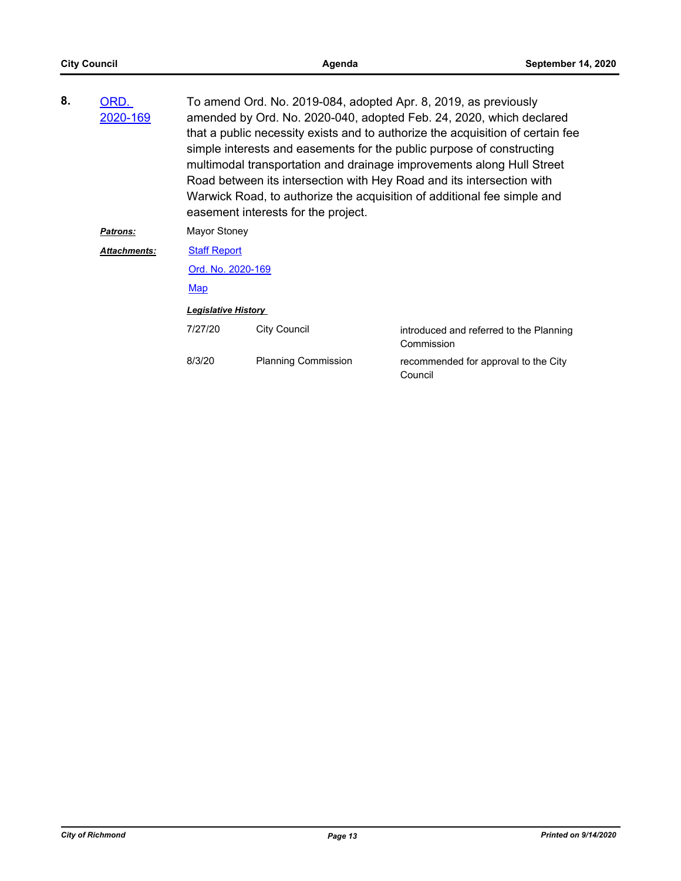**8.** ORD. 2020-169

To amend Ord. No. 2019-084, adopted Apr. 8, 2019, as previously amended by Ord. No. 2020-040, adopted Feb. 24, 2020, which declared that a public necessity exists and to authorize the acquisition of certain fee simple interests and easements for the public purpose of constructing multimodal transportation and drainage improvements along Hull Street Road between its intersection with Hey Road and its intersection with Warwick Road, to authorize the acquisition of additional fee simple and easement interests for the project.

***Patrons:*** Mayor Stoney

***Attachments:*** Staff Report

Ord. No. 2020-169

Map

***Legislative History***

| | | |
|---|---|---|
| 7/27/20 | City Council | introduced and referred to the Planning Commission |
| 8/3/20 | Planning Commission | recommended for approval to the City Council |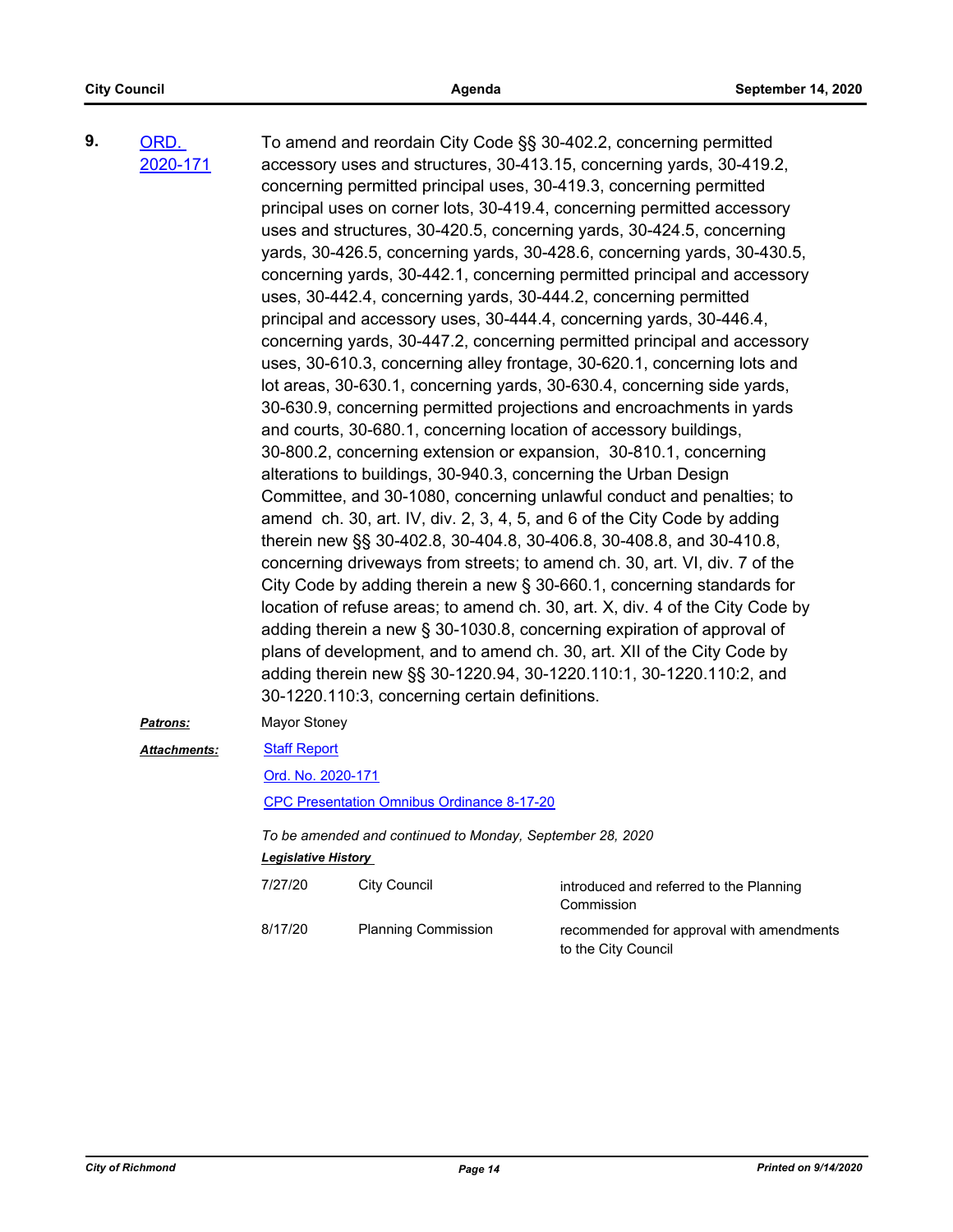**9.** [ORD. 2020-171]

To amend and reordain City Code §§ 30-402.2, concerning permitted accessory uses and structures, 30-413.15, concerning yards, 30-419.2, concerning permitted principal uses, 30-419.3, concerning permitted principal uses on corner lots, 30-419.4, concerning permitted accessory uses and structures, 30-420.5, concerning yards, 30-424.5, concerning yards, 30-426.5, concerning yards, 30-428.6, concerning yards, 30-430.5, concerning yards, 30-442.1, concerning permitted principal and accessory uses, 30-442.4, concerning yards, 30-444.2, concerning permitted principal and accessory uses, 30-444.4, concerning yards, 30-446.4, concerning yards, 30-447.2, concerning permitted principal and accessory uses, 30-610.3, concerning alley frontage, 30-620.1, concerning lots and lot areas, 30-630.1, concerning yards, 30-630.4, concerning side yards, 30-630.9, concerning permitted projections and encroachments in yards and courts, 30-680.1, concerning location of accessory buildings, 30-800.2, concerning extension or expansion, 30-810.1, concerning alterations to buildings, 30-940.3, concerning the Urban Design Committee, and 30-1080, concerning unlawful conduct and penalties; to amend ch. 30, art. IV, div. 2, 3, 4, 5, and 6 of the City Code by adding therein new §§ 30-402.8, 30-404.8, 30-406.8, 30-408.8, and 30-410.8, concerning driveways from streets; to amend ch. 30, art. VI, div. 7 of the City Code by adding therein a new § 30-660.1, concerning standards for location of refuse areas; to amend ch. 30, art. X, div. 4 of the City Code by adding therein a new § 30-1030.8, concerning expiration of approval of plans of development, and to amend ch. 30, art. XII of the City Code by adding therein new §§ 30-1220.94, 30-1220.110:1, 30-1220.110:2, and 30-1220.110:3, concerning certain definitions.

***Patrons:*** Mayor Stoney

***Attachments:*** [Staff Report]

[Ord. No. 2020-171]

[CPC Presentation Omnibus Ordinance 8-17-20]

*To be amended and continued to Monday, September 28, 2020*

***Legislative History***

| | | |
|---|---|---|
| 7/27/20 | City Council | introduced and referred to the Planning Commission |
| 8/17/20 | Planning Commission | recommended for approval with amendments to the City Council |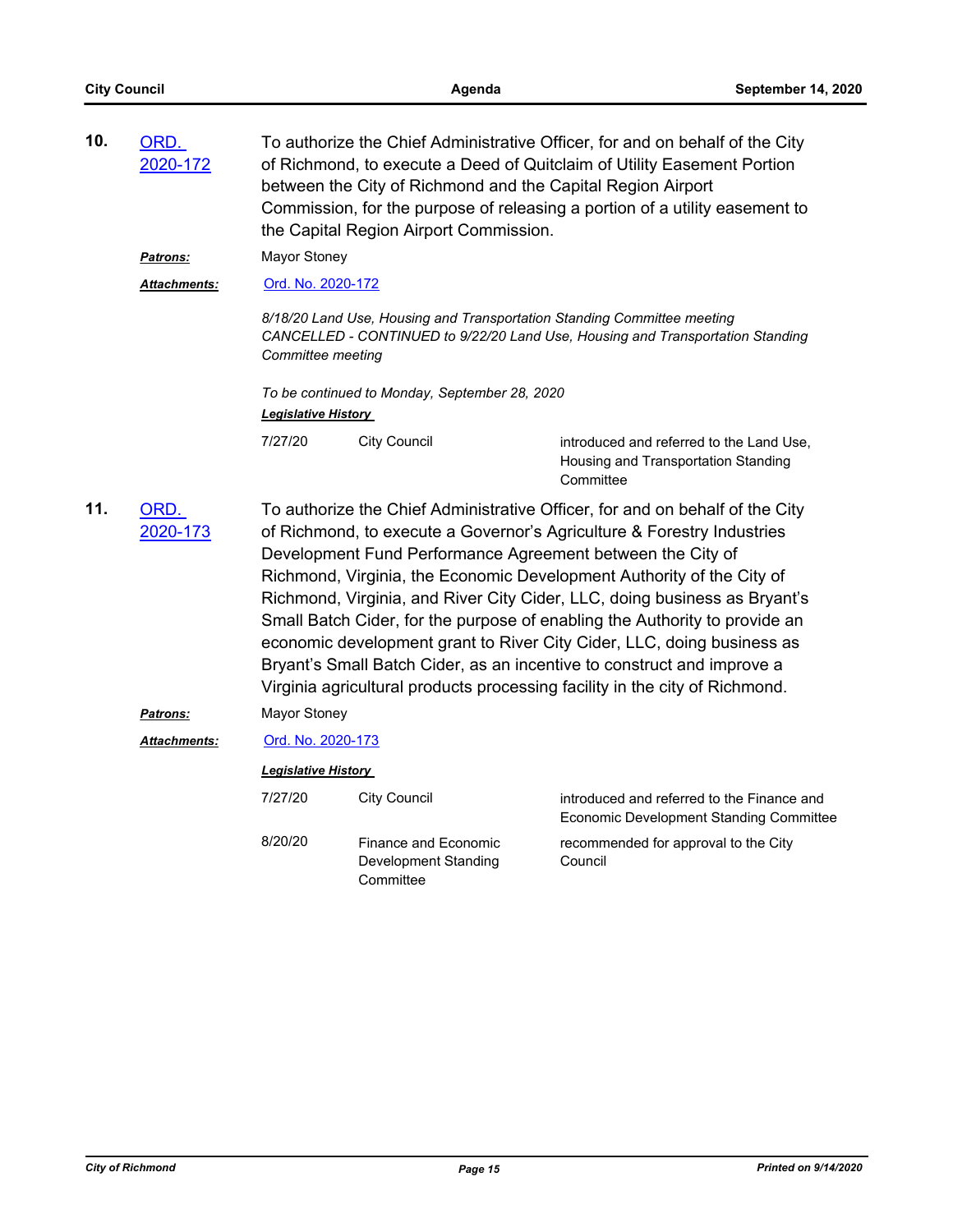**10.** ORD. 2020-172

To authorize the Chief Administrative Officer, for and on behalf of the City of Richmond, to execute a Deed of Quitclaim of Utility Easement Portion between the City of Richmond and the Capital Region Airport Commission, for the purpose of releasing a portion of a utility easement to the Capital Region Airport Commission.

***Patrons:*** Mayor Stoney

***Attachments:*** Ord. No. 2020-172

*8/18/20 Land Use, Housing and Transportation Standing Committee meeting CANCELLED - CONTINUED to 9/22/20 Land Use, Housing and Transportation Standing Committee meeting*

*To be continued to Monday, September 28, 2020*

***Legislative History***

| Date | Body | Action |
|---|---|---|
| 7/27/20 | City Council | introduced and referred to the Land Use, Housing and Transportation Standing Committee |

**11.** ORD. 2020-173

To authorize the Chief Administrative Officer, for and on behalf of the City of Richmond, to execute a Governor's Agriculture & Forestry Industries Development Fund Performance Agreement between the City of Richmond, Virginia, the Economic Development Authority of the City of Richmond, Virginia, and River City Cider, LLC, doing business as Bryant's Small Batch Cider, for the purpose of enabling the Authority to provide an economic development grant to River City Cider, LLC, doing business as Bryant's Small Batch Cider, as an incentive to construct and improve a Virginia agricultural products processing facility in the city of Richmond.

***Patrons:*** Mayor Stoney

***Attachments:*** Ord. No. 2020-173

***Legislative History***

| Date | Body | Action |
|---|---|---|
| 7/27/20 | City Council | introduced and referred to the Finance and Economic Development Standing Committee |
| 8/20/20 | Finance and Economic Development Standing Committee | recommended for approval to the City Council |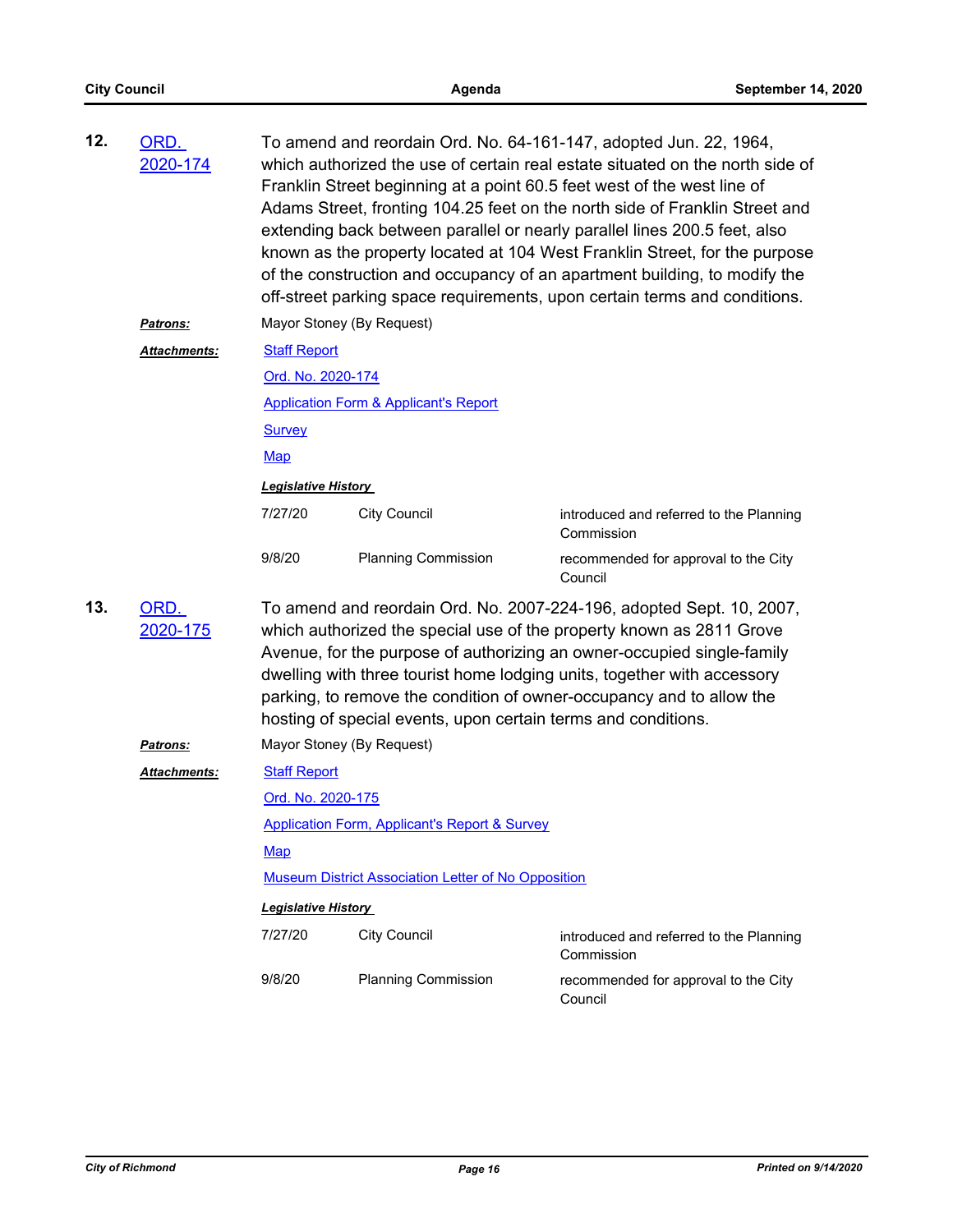**12. ORD. 2020-174**

To amend and reordain Ord. No. 64-161-147, adopted Jun. 22, 1964, which authorized the use of certain real estate situated on the north side of Franklin Street beginning at a point 60.5 feet west of the west line of Adams Street, fronting 104.25 feet on the north side of Franklin Street and extending back between parallel or nearly parallel lines 200.5 feet, also known as the property located at 104 West Franklin Street, for the purpose of the construction and occupancy of an apartment building, to modify the off-street parking space requirements, upon certain terms and conditions.

***Patrons:*** Mayor Stoney (By Request)

***Attachments:***
- Staff Report
- Ord. No. 2020-174
- Application Form & Applicant's Report
- Survey
- Map

***Legislative History***

| | | |
|---|---|---|
| 7/27/20 | City Council | introduced and referred to the Planning Commission |
| 9/8/20 | Planning Commission | recommended for approval to the City Council |

**13. ORD. 2020-175**

To amend and reordain Ord. No. 2007-224-196, adopted Sept. 10, 2007, which authorized the special use of the property known as 2811 Grove Avenue, for the purpose of authorizing an owner-occupied single-family dwelling with three tourist home lodging units, together with accessory parking, to remove the condition of owner-occupancy and to allow the hosting of special events, upon certain terms and conditions.

***Patrons:*** Mayor Stoney (By Request)

***Attachments:***
- Staff Report
- Ord. No. 2020-175
- Application Form, Applicant's Report & Survey
- Map
- Museum District Association Letter of No Opposition

***Legislative History***

| | | |
|---|---|---|
| 7/27/20 | City Council | introduced and referred to the Planning Commission |
| 9/8/20 | Planning Commission | recommended for approval to the City Council |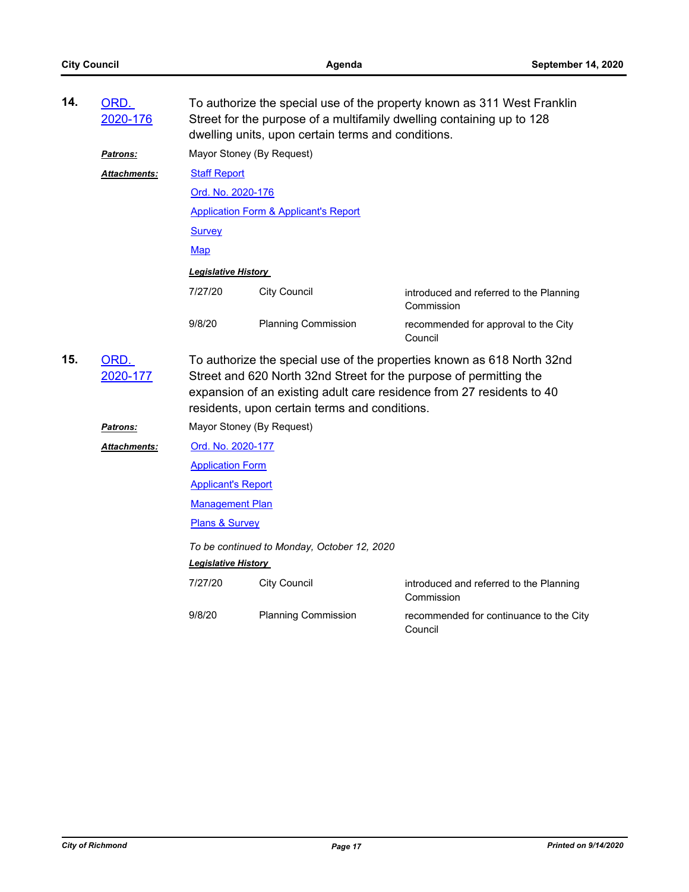**14.** ORD. 2020-176

To authorize the special use of the property known as 311 West Franklin Street for the purpose of a multifamily dwelling containing up to 128 dwelling units, upon certain terms and conditions.

***Patrons:*** Mayor Stoney (By Request)

***Attachments:***
- Staff Report
- Ord. No. 2020-176
- Application Form & Applicant's Report
- Survey
- Map

***Legislative History***

| | | |
|---|---|---|
| 7/27/20 | City Council | introduced and referred to the Planning Commission |
| 9/8/20 | Planning Commission | recommended for approval to the City Council |

**15.** ORD. 2020-177

To authorize the special use of the properties known as 618 North 32nd Street and 620 North 32nd Street for the purpose of permitting the expansion of an existing adult care residence from 27 residents to 40 residents, upon certain terms and conditions.

***Patrons:*** Mayor Stoney (By Request)

***Attachments:***
- Ord. No. 2020-177
- Application Form
- Applicant's Report
- Management Plan
- Plans & Survey

*To be continued to Monday, October 12, 2020*

***Legislative History***

| | | |
|---|---|---|
| 7/27/20 | City Council | introduced and referred to the Planning Commission |
| 9/8/20 | Planning Commission | recommended for continuance to the City Council |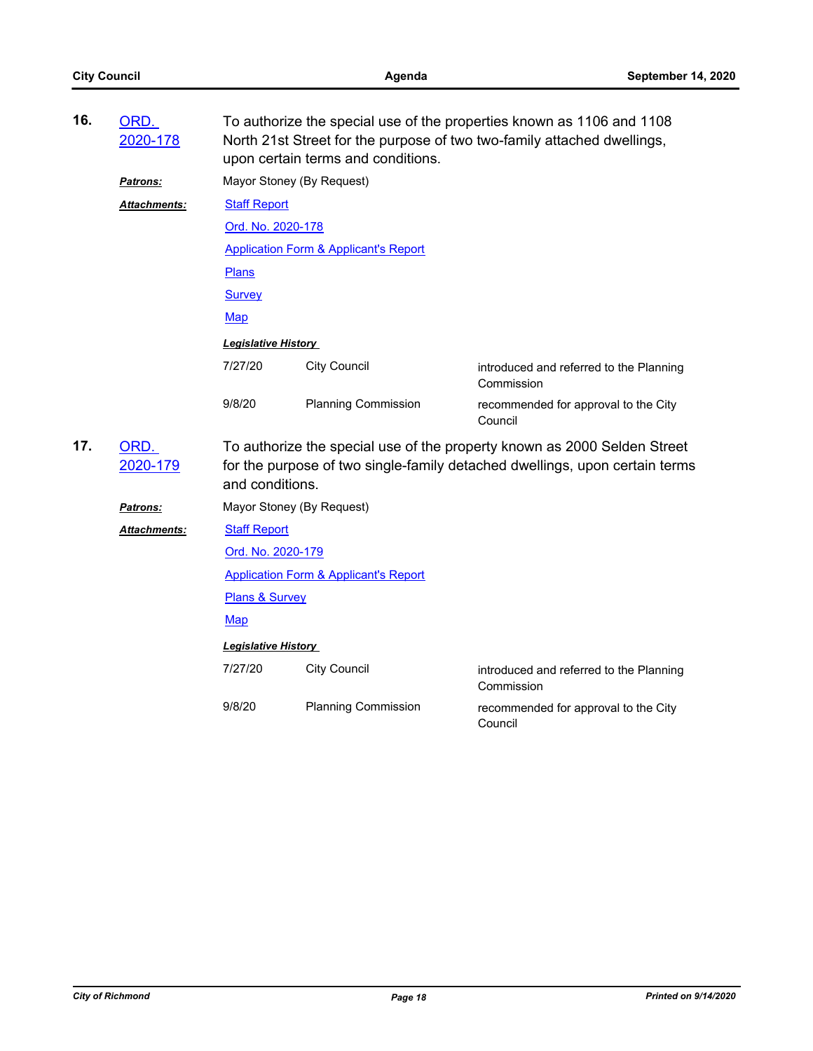**16. ORD. 2020-178**

To authorize the special use of the properties known as 1106 and 1108 North 21st Street for the purpose of two two-family attached dwellings, upon certain terms and conditions.

***Patrons:*** Mayor Stoney (By Request)

***Attachments:***

- Staff Report
- Ord. No. 2020-178
- Application Form & Applicant's Report
- Plans
- Survey
- Map

***Legislative History***

| Date | Body | Action |
|---|---|---|
| 7/27/20 | City Council | introduced and referred to the Planning Commission |
| 9/8/20 | Planning Commission | recommended for approval to the City Council |

**17. ORD. 2020-179**

To authorize the special use of the property known as 2000 Selden Street for the purpose of two single-family detached dwellings, upon certain terms and conditions.

***Patrons:*** Mayor Stoney (By Request)

***Attachments:***

- Staff Report
- Ord. No. 2020-179
- Application Form & Applicant's Report
- Plans & Survey
- Map

***Legislative History***

| Date | Body | Action |
|---|---|---|
| 7/27/20 | City Council | introduced and referred to the Planning Commission |
| 9/8/20 | Planning Commission | recommended for approval to the City Council |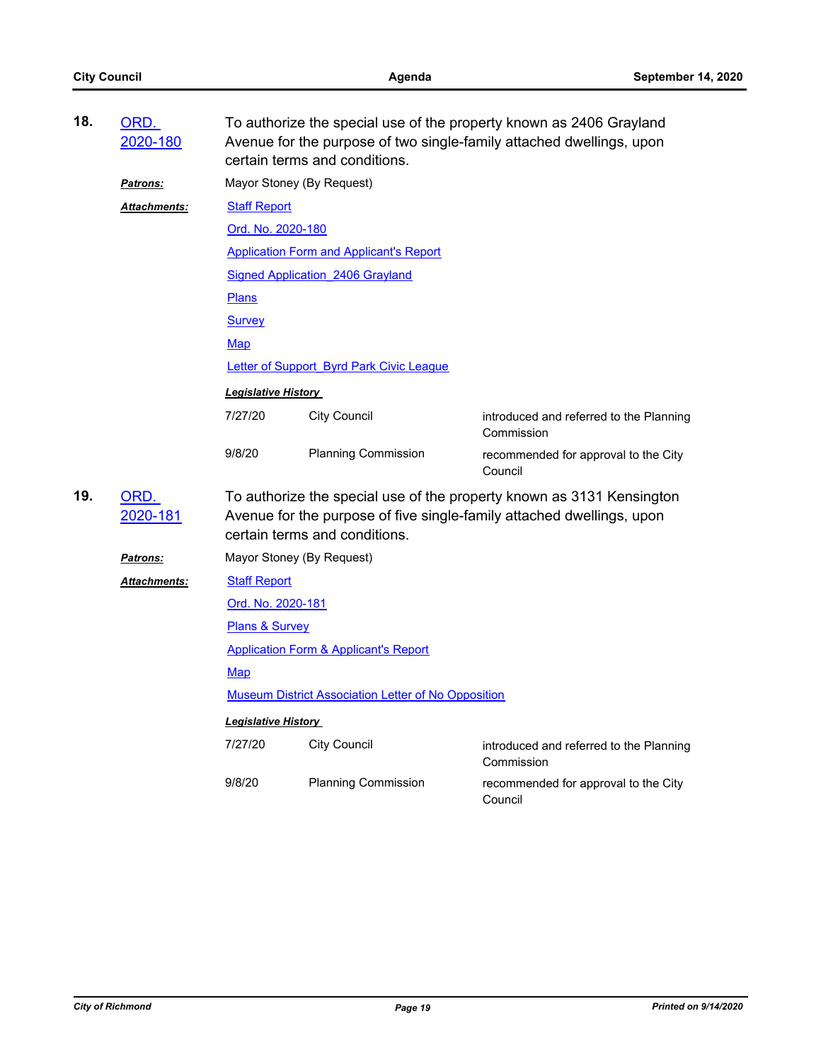**18.** ORD. 2020-180

To authorize the special use of the property known as 2406 Grayland Avenue for the purpose of two single-family attached dwellings, upon certain terms and conditions.

***Patrons:*** Mayor Stoney (By Request)

***Attachments:***
- Staff Report
- Ord. No. 2020-180
- Application Form and Applicant's Report
- Signed Application_2406 Grayland
- Plans
- Survey
- Map
- Letter of Support_Byrd Park Civic League

***Legislative History***

| Date | Body | Action |
| --- | --- | --- |
| 7/27/20 | City Council | introduced and referred to the Planning Commission |
| 9/8/20 | Planning Commission | recommended for approval to the City Council |

**19.** ORD. 2020-181

To authorize the special use of the property known as 3131 Kensington Avenue for the purpose of five single-family attached dwellings, upon certain terms and conditions.

***Patrons:*** Mayor Stoney (By Request)

***Attachments:***
- Staff Report
- Ord. No. 2020-181
- Plans & Survey
- Application Form & Applicant's Report
- Map
- Museum District Association Letter of No Opposition

***Legislative History***

| Date | Body | Action |
| --- | --- | --- |
| 7/27/20 | City Council | introduced and referred to the Planning Commission |
| 9/8/20 | Planning Commission | recommended for approval to the City Council |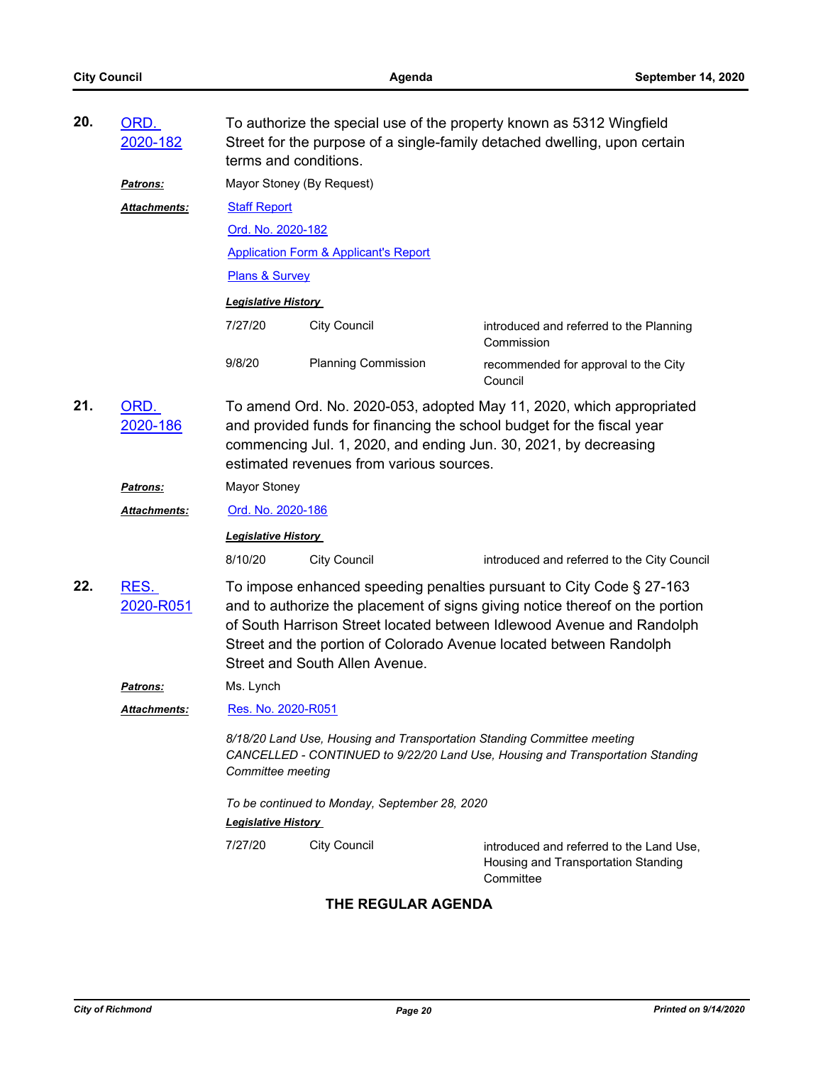**20.** [ORD. 2020-182]

To authorize the special use of the property known as 5312 Wingfield Street for the purpose of a single-family detached dwelling, upon certain terms and conditions.

***Patrons:*** Mayor Stoney (By Request)

***Attachments:*** [Staff Report]
[Ord. No. 2020-182]
[Application Form & Applicant's Report]
[Plans & Survey]

***Legislative History***

| | | |
|---|---|---|
| 7/27/20 | City Council | introduced and referred to the Planning Commission |
| 9/8/20 | Planning Commission | recommended for approval to the City Council |

**21.** [ORD. 2020-186]

To amend Ord. No. 2020-053, adopted May 11, 2020, which appropriated and provided funds for financing the school budget for the fiscal year commencing Jul. 1, 2020, and ending Jun. 30, 2021, by decreasing estimated revenues from various sources.

***Patrons:*** Mayor Stoney

***Attachments:*** [Ord. No. 2020-186]

***Legislative History***

| | | |
|---|---|---|
| 8/10/20 | City Council | introduced and referred to the City Council |

**22.** [RES. 2020-R051]

To impose enhanced speeding penalties pursuant to City Code § 27-163 and to authorize the placement of signs giving notice thereof on the portion of South Harrison Street located between Idlewood Avenue and Randolph Street and the portion of Colorado Avenue located between Randolph Street and South Allen Avenue.

***Patrons:*** Ms. Lynch

***Attachments:*** [Res. No. 2020-R051]

*8/18/20 Land Use, Housing and Transportation Standing Committee meeting CANCELLED - CONTINUED to 9/22/20 Land Use, Housing and Transportation Standing Committee meeting*

*To be continued to Monday, September 28, 2020*

***Legislative History***

| | | |
|---|---|---|
| 7/27/20 | City Council | introduced and referred to the Land Use, Housing and Transportation Standing Committee |

## THE REGULAR AGENDA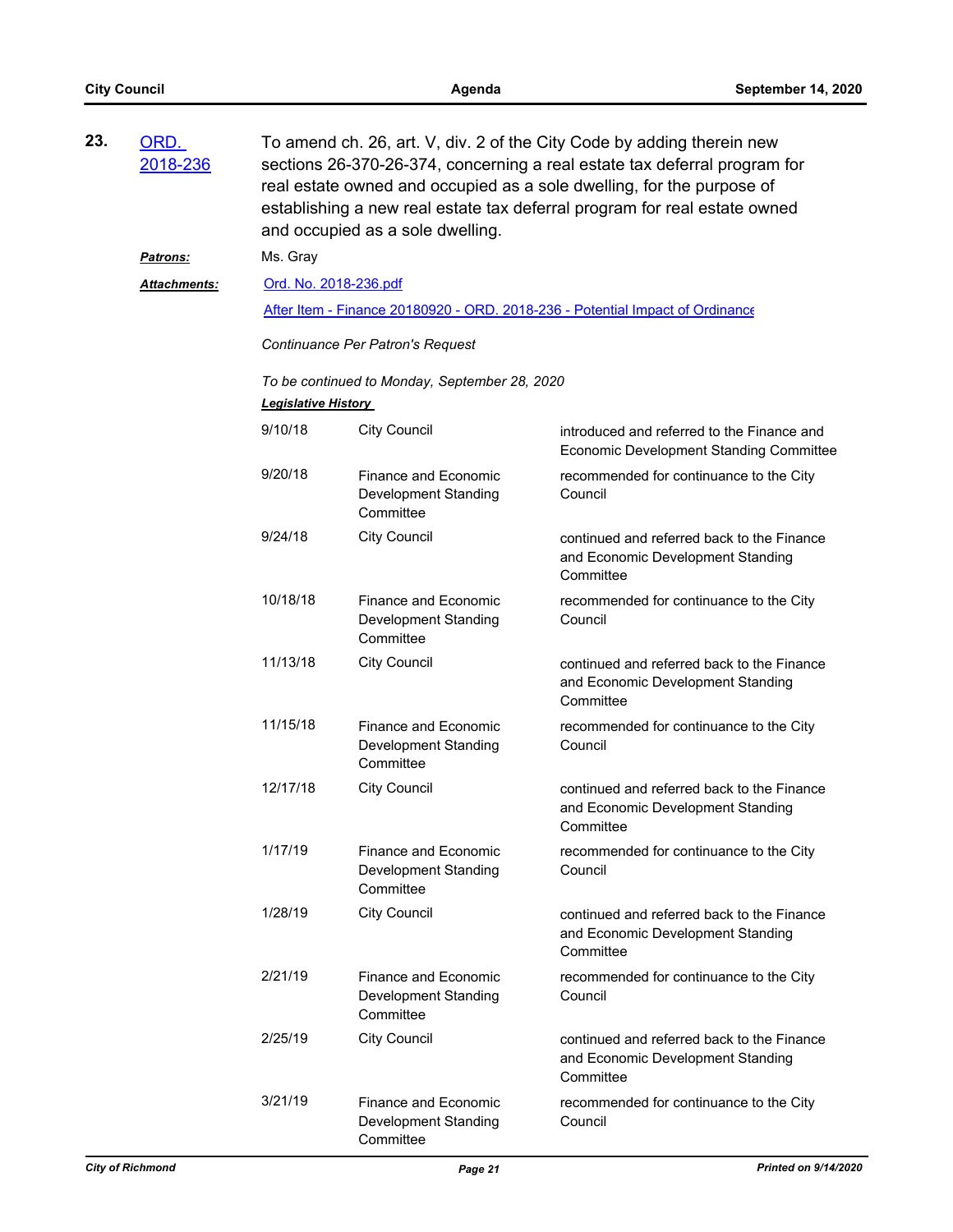**23.** ORD. 2018-236

To amend ch. 26, art. V, div. 2 of the City Code by adding therein new sections 26-370-26-374, concerning a real estate tax deferral program for real estate owned and occupied as a sole dwelling, for the purpose of establishing a new real estate tax deferral program for real estate owned and occupied as a sole dwelling.

***Patrons:*** Ms. Gray

***Attachments:*** Ord. No. 2018-236.pdf

After Item - Finance 20180920 - ORD. 2018-236 - Potential Impact of Ordinance

*Continuance Per Patron's Request*

*To be continued to Monday, September 28, 2020*

***Legislative History***

| | | |
|---|---|---|
| 9/10/18 | City Council | introduced and referred to the Finance and Economic Development Standing Committee |
| 9/20/18 | Finance and Economic Development Standing Committee | recommended for continuance to the City Council |
| 9/24/18 | City Council | continued and referred back to the Finance and Economic Development Standing Committee |
| 10/18/18 | Finance and Economic Development Standing Committee | recommended for continuance to the City Council |
| 11/13/18 | City Council | continued and referred back to the Finance and Economic Development Standing Committee |
| 11/15/18 | Finance and Economic Development Standing Committee | recommended for continuance to the City Council |
| 12/17/18 | City Council | continued and referred back to the Finance and Economic Development Standing Committee |
| 1/17/19 | Finance and Economic Development Standing Committee | recommended for continuance to the City Council |
| 1/28/19 | City Council | continued and referred back to the Finance and Economic Development Standing Committee |
| 2/21/19 | Finance and Economic Development Standing Committee | recommended for continuance to the City Council |
| 2/25/19 | City Council | continued and referred back to the Finance and Economic Development Standing Committee |
| 3/21/19 | Finance and Economic Development Standing Committee | recommended for continuance to the City Council |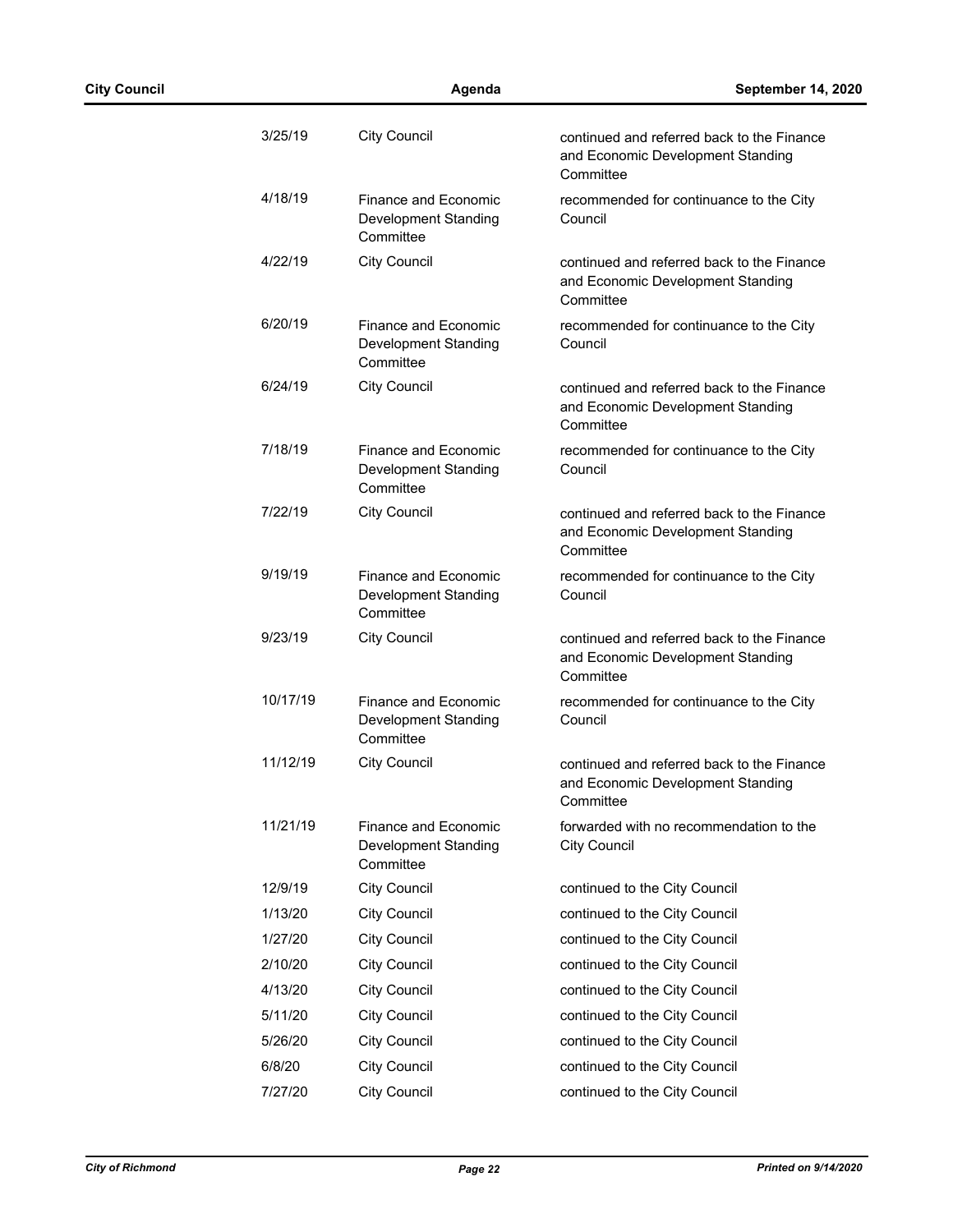| | | |
|---|---|---|
| 3/25/19 | City Council | continued and referred back to the Finance and Economic Development Standing Committee |
| 4/18/19 | Finance and Economic Development Standing Committee | recommended for continuance to the City Council |
| 4/22/19 | City Council | continued and referred back to the Finance and Economic Development Standing Committee |
| 6/20/19 | Finance and Economic Development Standing Committee | recommended for continuance to the City Council |
| 6/24/19 | City Council | continued and referred back to the Finance and Economic Development Standing Committee |
| 7/18/19 | Finance and Economic Development Standing Committee | recommended for continuance to the City Council |
| 7/22/19 | City Council | continued and referred back to the Finance and Economic Development Standing Committee |
| 9/19/19 | Finance and Economic Development Standing Committee | recommended for continuance to the City Council |
| 9/23/19 | City Council | continued and referred back to the Finance and Economic Development Standing Committee |
| 10/17/19 | Finance and Economic Development Standing Committee | recommended for continuance to the City Council |
| 11/12/19 | City Council | continued and referred back to the Finance and Economic Development Standing Committee |
| 11/21/19 | Finance and Economic Development Standing Committee | forwarded with no recommendation to the City Council |
| 12/9/19 | City Council | continued to the City Council |
| 1/13/20 | City Council | continued to the City Council |
| 1/27/20 | City Council | continued to the City Council |
| 2/10/20 | City Council | continued to the City Council |
| 4/13/20 | City Council | continued to the City Council |
| 5/11/20 | City Council | continued to the City Council |
| 5/26/20 | City Council | continued to the City Council |
| 6/8/20 | City Council | continued to the City Council |
| 7/27/20 | City Council | continued to the City Council |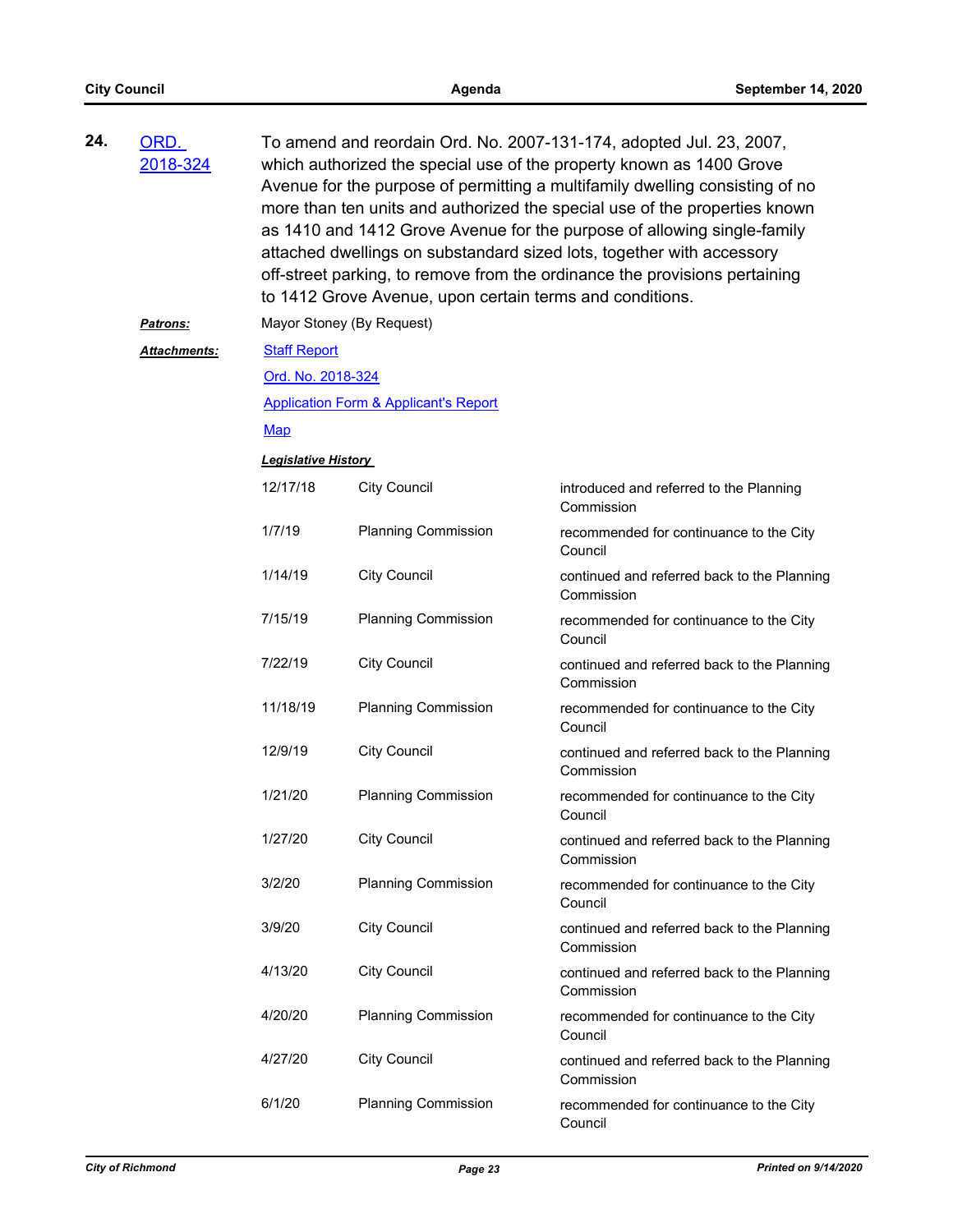**24.** ORD. 2018-324

To amend and reordain Ord. No. 2007-131-174, adopted Jul. 23, 2007, which authorized the special use of the property known as 1400 Grove Avenue for the purpose of permitting a multifamily dwelling consisting of no more than ten units and authorized the special use of the properties known as 1410 and 1412 Grove Avenue for the purpose of allowing single-family attached dwellings on substandard sized lots, together with accessory off-street parking, to remove from the ordinance the provisions pertaining to 1412 Grove Avenue, upon certain terms and conditions.

***Patrons:*** Mayor Stoney (By Request)

***Attachments:***

Staff Report

Ord. No. 2018-324

Application Form & Applicant's Report

Map

***Legislative History***

| | | |
|---|---|---|
| 12/17/18 | City Council | introduced and referred to the Planning Commission |
| 1/7/19 | Planning Commission | recommended for continuance to the City Council |
| 1/14/19 | City Council | continued and referred back to the Planning Commission |
| 7/15/19 | Planning Commission | recommended for continuance to the City Council |
| 7/22/19 | City Council | continued and referred back to the Planning Commission |
| 11/18/19 | Planning Commission | recommended for continuance to the City Council |
| 12/9/19 | City Council | continued and referred back to the Planning Commission |
| 1/21/20 | Planning Commission | recommended for continuance to the City Council |
| 1/27/20 | City Council | continued and referred back to the Planning Commission |
| 3/2/20 | Planning Commission | recommended for continuance to the City Council |
| 3/9/20 | City Council | continued and referred back to the Planning Commission |
| 4/13/20 | City Council | continued and referred back to the Planning Commission |
| 4/20/20 | Planning Commission | recommended for continuance to the City Council |
| 4/27/20 | City Council | continued and referred back to the Planning Commission |
| 6/1/20 | Planning Commission | recommended for continuance to the City Council |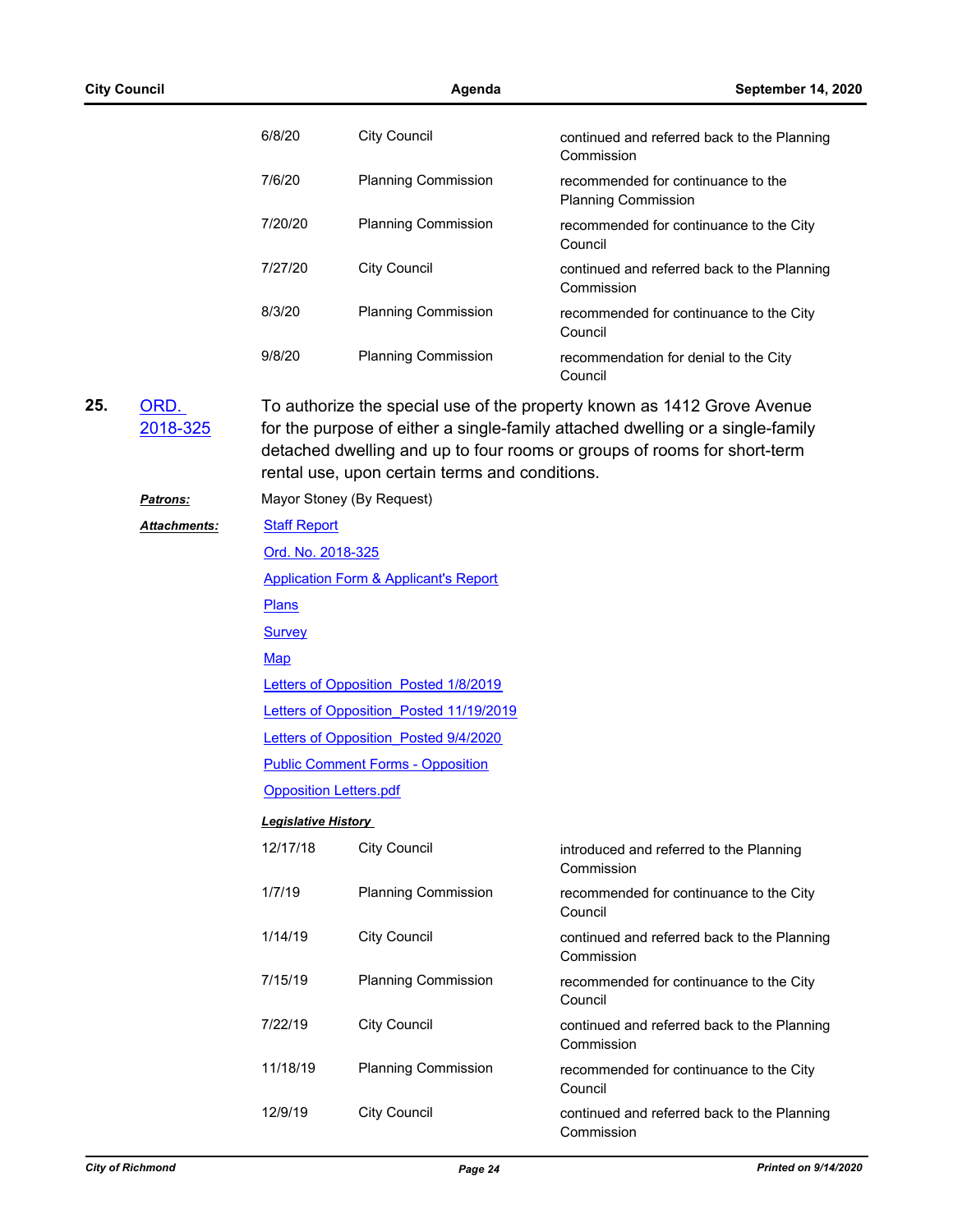| | | |
|---|---|---|
| 6/8/20 | City Council | continued and referred back to the Planning Commission |
| 7/6/20 | Planning Commission | recommended for continuance to the Planning Commission |
| 7/20/20 | Planning Commission | recommended for continuance to the City Council |
| 7/27/20 | City Council | continued and referred back to the Planning Commission |
| 8/3/20 | Planning Commission | recommended for continuance to the City Council |
| 9/8/20 | Planning Commission | recommendation for denial to the City Council |

**25.** [ORD. 2018-325]

To authorize the special use of the property known as 1412 Grove Avenue for the purpose of either a single-family attached dwelling or a single-family detached dwelling and up to four rooms or groups of rooms for short-term rental use, upon certain terms and conditions.

***Patrons:*** Mayor Stoney (By Request)

***Attachments:***
- Staff Report
- Ord. No. 2018-325
- Application Form & Applicant's Report
- Plans
- Survey
- Map
- Letters of Opposition_Posted 1/8/2019
- Letters of Opposition_Posted 11/19/2019
- Letters of Opposition_Posted 9/4/2020
- Public Comment Forms - Opposition
- Opposition Letters.pdf

***Legislative History***

| | | |
|---|---|---|
| 12/17/18 | City Council | introduced and referred to the Planning Commission |
| 1/7/19 | Planning Commission | recommended for continuance to the City Council |
| 1/14/19 | City Council | continued and referred back to the Planning Commission |
| 7/15/19 | Planning Commission | recommended for continuance to the City Council |
| 7/22/19 | City Council | continued and referred back to the Planning Commission |
| 11/18/19 | Planning Commission | recommended for continuance to the City Council |
| 12/9/19 | City Council | continued and referred back to the Planning Commission |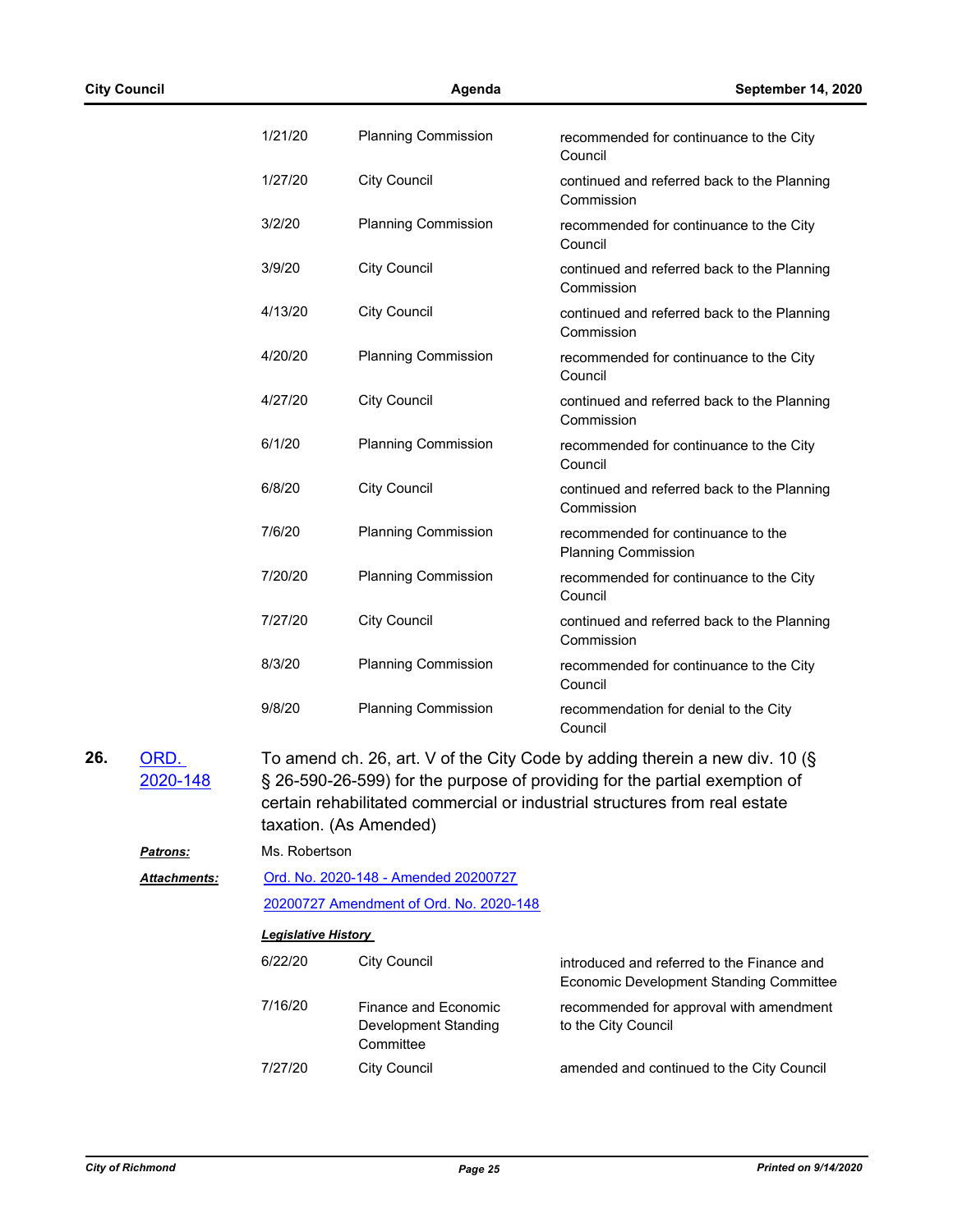| | | |
|---|---|---|
| 1/21/20 | Planning Commission | recommended for continuance to the City Council |
| 1/27/20 | City Council | continued and referred back to the Planning Commission |
| 3/2/20 | Planning Commission | recommended for continuance to the City Council |
| 3/9/20 | City Council | continued and referred back to the Planning Commission |
| 4/13/20 | City Council | continued and referred back to the Planning Commission |
| 4/20/20 | Planning Commission | recommended for continuance to the City Council |
| 4/27/20 | City Council | continued and referred back to the Planning Commission |
| 6/1/20 | Planning Commission | recommended for continuance to the City Council |
| 6/8/20 | City Council | continued and referred back to the Planning Commission |
| 7/6/20 | Planning Commission | recommended for continuance to the Planning Commission |
| 7/20/20 | Planning Commission | recommended for continuance to the City Council |
| 7/27/20 | City Council | continued and referred back to the Planning Commission |
| 8/3/20 | Planning Commission | recommended for continuance to the City Council |
| 9/8/20 | Planning Commission | recommendation for denial to the City Council |

**26.** ORD. 2020-148

To amend ch. 26, art. V of the City Code by adding therein a new div. 10 (§ § 26-590-26-599) for the purpose of providing for the partial exemption of certain rehabilitated commercial or industrial structures from real estate taxation. (As Amended)

***Patrons:*** Ms. Robertson

***Attachments:*** Ord. No. 2020-148 - Amended 20200727

20200727 Amendment of Ord. No. 2020-148

***Legislative History***

| | | |
|---|---|---|
| 6/22/20 | City Council | introduced and referred to the Finance and Economic Development Standing Committee |
| 7/16/20 | Finance and Economic Development Standing Committee | recommended for approval with amendment to the City Council |
| 7/27/20 | City Council | amended and continued to the City Council |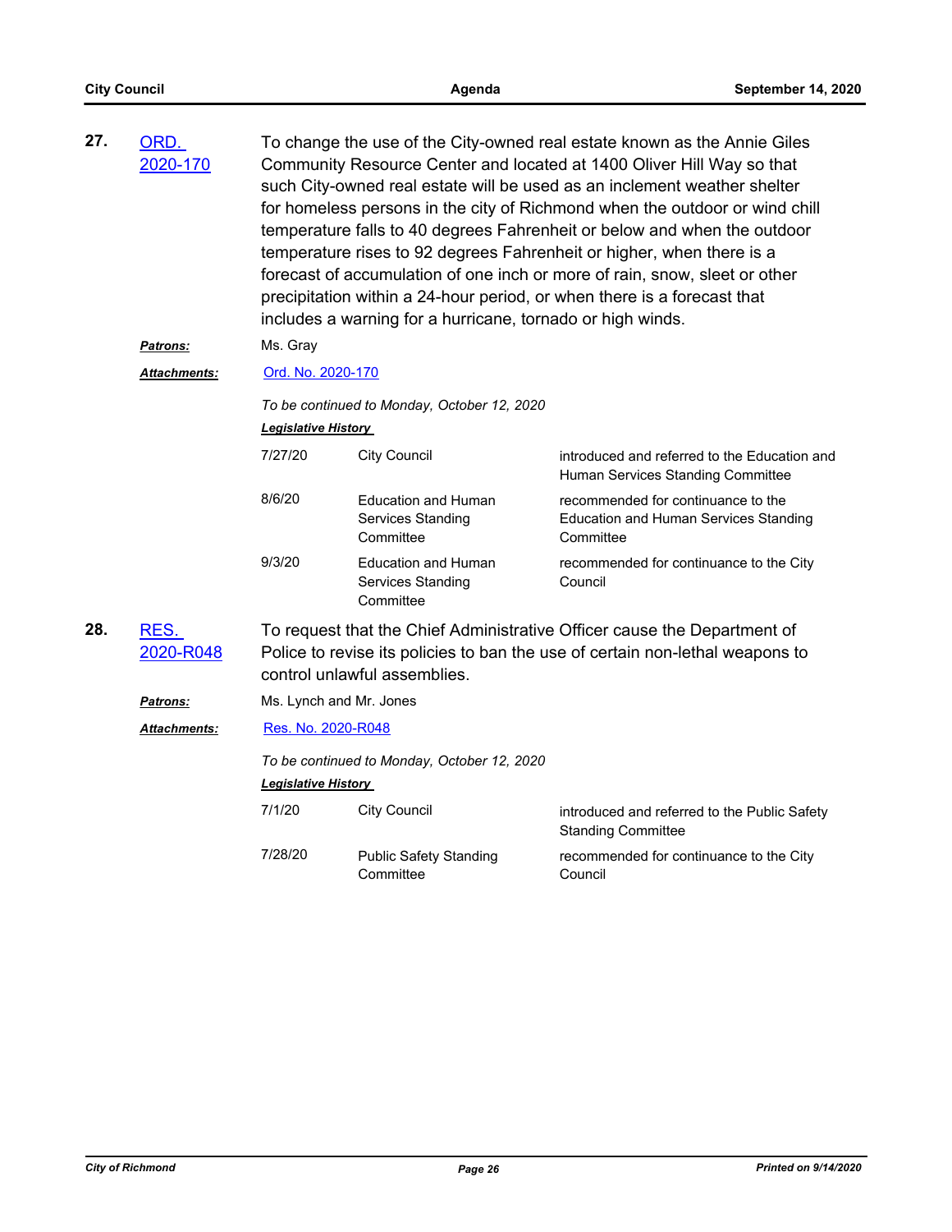**27.** [ORD. 2020-170]

To change the use of the City-owned real estate known as the Annie Giles Community Resource Center and located at 1400 Oliver Hill Way so that such City-owned real estate will be used as an inclement weather shelter for homeless persons in the city of Richmond when the outdoor or wind chill temperature falls to 40 degrees Fahrenheit or below and when the outdoor temperature rises to 92 degrees Fahrenheit or higher, when there is a forecast of accumulation of one inch or more of rain, snow, sleet or other precipitation within a 24-hour period, or when there is a forecast that includes a warning for a hurricane, tornado or high winds.

***Patrons:*** Ms. Gray

***Attachments:*** Ord. No. 2020-170

*To be continued to Monday, October 12, 2020*

***Legislative History***

| | | |
|---|---|---|
| 7/27/20 | City Council | introduced and referred to the Education and Human Services Standing Committee |
| 8/6/20 | Education and Human Services Standing Committee | recommended for continuance to the Education and Human Services Standing Committee |
| 9/3/20 | Education and Human Services Standing Committee | recommended for continuance to the City Council |

**28.** [RES. 2020-R048]

To request that the Chief Administrative Officer cause the Department of Police to revise its policies to ban the use of certain non-lethal weapons to control unlawful assemblies.

***Patrons:*** Ms. Lynch and Mr. Jones

***Attachments:*** Res. No. 2020-R048

*To be continued to Monday, October 12, 2020*

***Legislative History***

| | | |
|---|---|---|
| 7/1/20 | City Council | introduced and referred to the Public Safety Standing Committee |
| 7/28/20 | Public Safety Standing Committee | recommended for continuance to the City Council |